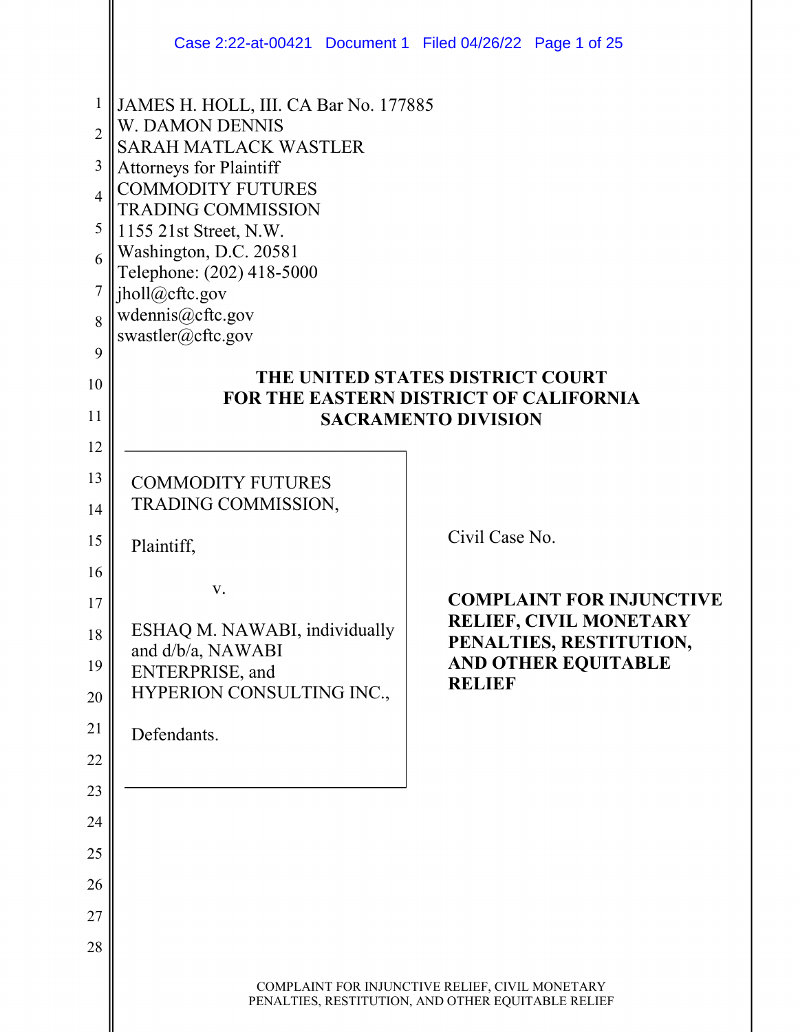JAMES H. HOLL, III. CA Bar No. 177885
W. DAMON DENNIS
SARAH MATLACK WASTLER
Attorneys for Plaintiff
COMMODITY FUTURES
TRADING COMMISSION
1155 21st Street, N.W.
Washington, D.C. 20581
Telephone: (202) 418-5000
jholl@cftc.gov
wdennis@cftc.gov
swastler@cftc.gov

**THE UNITED STATES DISTRICT COURT**
**FOR THE EASTERN DISTRICT OF CALIFORNIA**
**SACRAMENTO DIVISION**

COMMODITY FUTURES TRADING COMMISSION,

Plaintiff,

v.

ESHAQ M. NAWABI, individually and d/b/a, NAWABI ENTERPRISE, and HYPERION CONSULTING INC.,

Defendants.

Civil Case No.

**COMPLAINT FOR INJUNCTIVE RELIEF, CIVIL MONETARY PENALTIES, RESTITUTION, AND OTHER EQUITABLE RELIEF**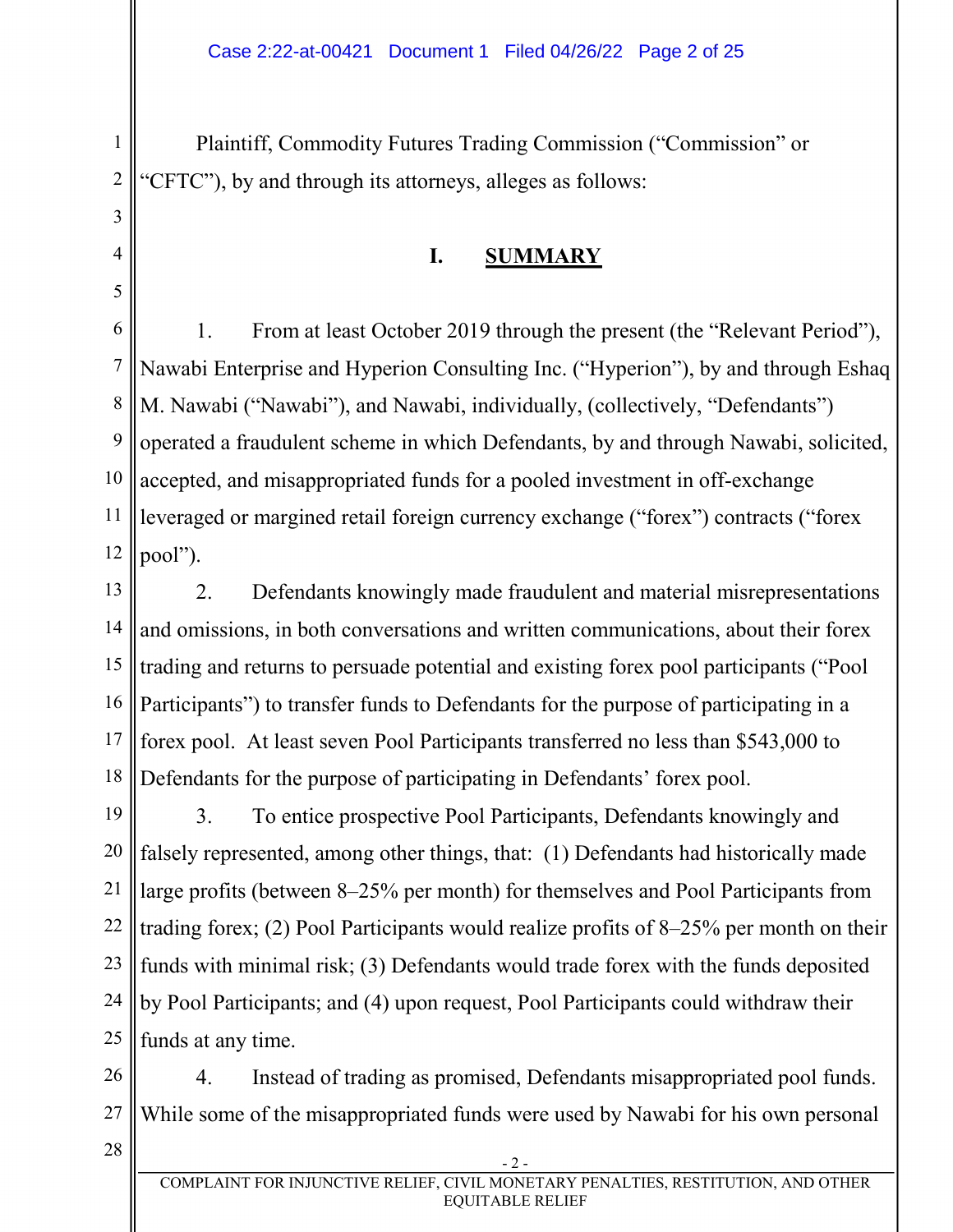Plaintiff, Commodity Futures Trading Commission ("Commission" or "CFTC"), by and through its attorneys, alleges as follows:

## I. SUMMARY

1. From at least October 2019 through the present (the "Relevant Period"), Nawabi Enterprise and Hyperion Consulting Inc. ("Hyperion"), by and through Eshaq M. Nawabi ("Nawabi"), and Nawabi, individually, (collectively, "Defendants") operated a fraudulent scheme in which Defendants, by and through Nawabi, solicited, accepted, and misappropriated funds for a pooled investment in off-exchange leveraged or margined retail foreign currency exchange ("forex") contracts ("forex pool").

2. Defendants knowingly made fraudulent and material misrepresentations and omissions, in both conversations and written communications, about their forex trading and returns to persuade potential and existing forex pool participants ("Pool Participants") to transfer funds to Defendants for the purpose of participating in a forex pool. At least seven Pool Participants transferred no less than $543,000 to Defendants for the purpose of participating in Defendants' forex pool.

3. To entice prospective Pool Participants, Defendants knowingly and falsely represented, among other things, that: (1) Defendants had historically made large profits (between 8–25% per month) for themselves and Pool Participants from trading forex; (2) Pool Participants would realize profits of 8–25% per month on their funds with minimal risk; (3) Defendants would trade forex with the funds deposited by Pool Participants; and (4) upon request, Pool Participants could withdraw their funds at any time.

4. Instead of trading as promised, Defendants misappropriated pool funds. While some of the misappropriated funds were used by Nawabi for his own personal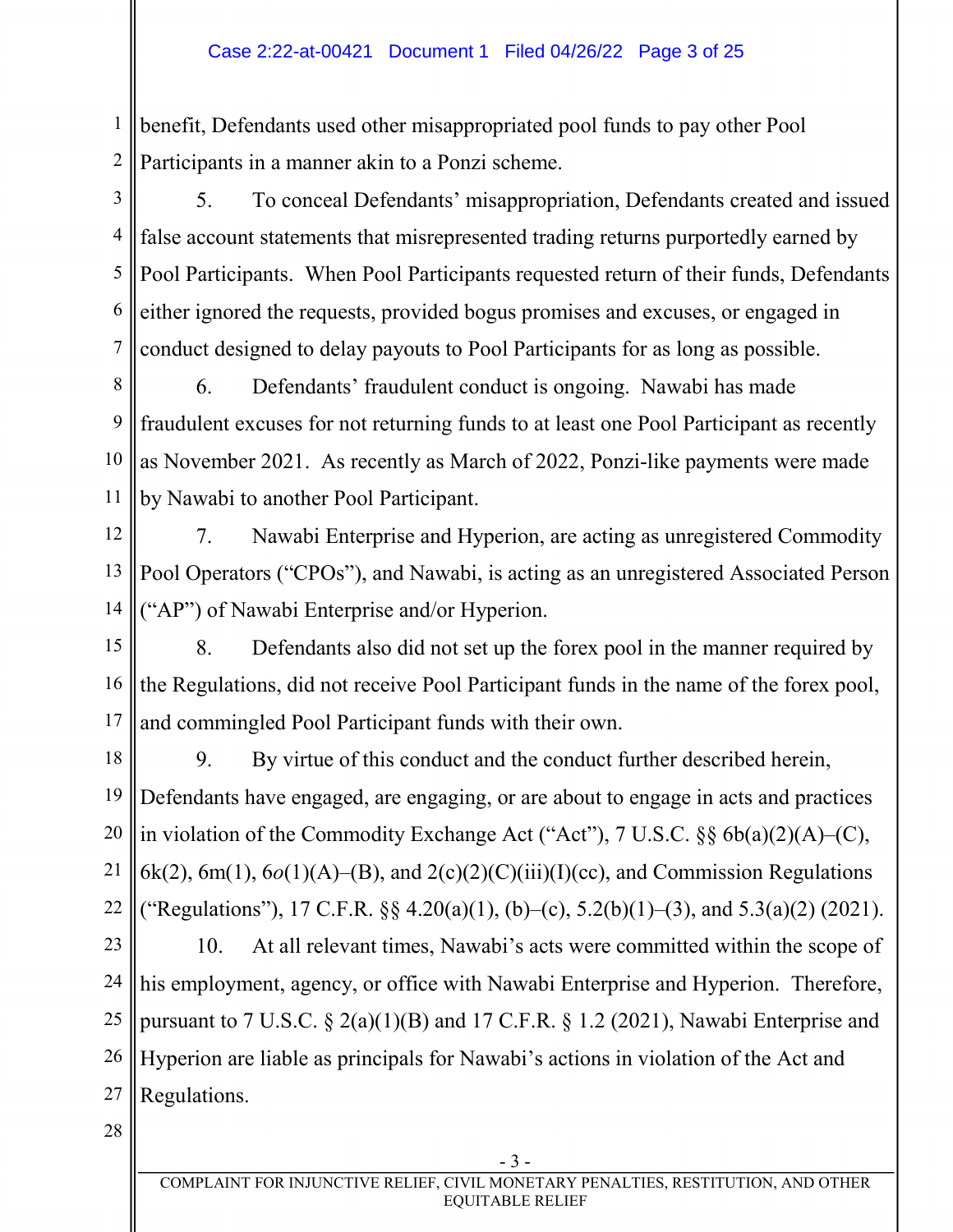benefit, Defendants used other misappropriated pool funds to pay other Pool Participants in a manner akin to a Ponzi scheme.

5. To conceal Defendants' misappropriation, Defendants created and issued false account statements that misrepresented trading returns purportedly earned by Pool Participants. When Pool Participants requested return of their funds, Defendants either ignored the requests, provided bogus promises and excuses, or engaged in conduct designed to delay payouts to Pool Participants for as long as possible.

6. Defendants' fraudulent conduct is ongoing. Nawabi has made fraudulent excuses for not returning funds to at least one Pool Participant as recently as November 2021. As recently as March of 2022, Ponzi-like payments were made by Nawabi to another Pool Participant.

7. Nawabi Enterprise and Hyperion, are acting as unregistered Commodity Pool Operators ("CPOs"), and Nawabi, is acting as an unregistered Associated Person ("AP") of Nawabi Enterprise and/or Hyperion.

8. Defendants also did not set up the forex pool in the manner required by the Regulations, did not receive Pool Participant funds in the name of the forex pool, and commingled Pool Participant funds with their own.

9. By virtue of this conduct and the conduct further described herein, Defendants have engaged, are engaging, or are about to engage in acts and practices in violation of the Commodity Exchange Act ("Act"), 7 U.S.C. §§ 6b(a)(2)(A)–(C), 6k(2), 6m(1), 6*o*(1)(A)–(B), and 2(c)(2)(C)(iii)(I)(cc), and Commission Regulations ("Regulations"), 17 C.F.R. §§ 4.20(a)(1), (b)–(c), 5.2(b)(1)–(3), and 5.3(a)(2) (2021).

10. At all relevant times, Nawabi's acts were committed within the scope of his employment, agency, or office with Nawabi Enterprise and Hyperion. Therefore, pursuant to 7 U.S.C. § 2(a)(1)(B) and 17 C.F.R. § 1.2 (2021), Nawabi Enterprise and Hyperion are liable as principals for Nawabi's actions in violation of the Act and Regulations.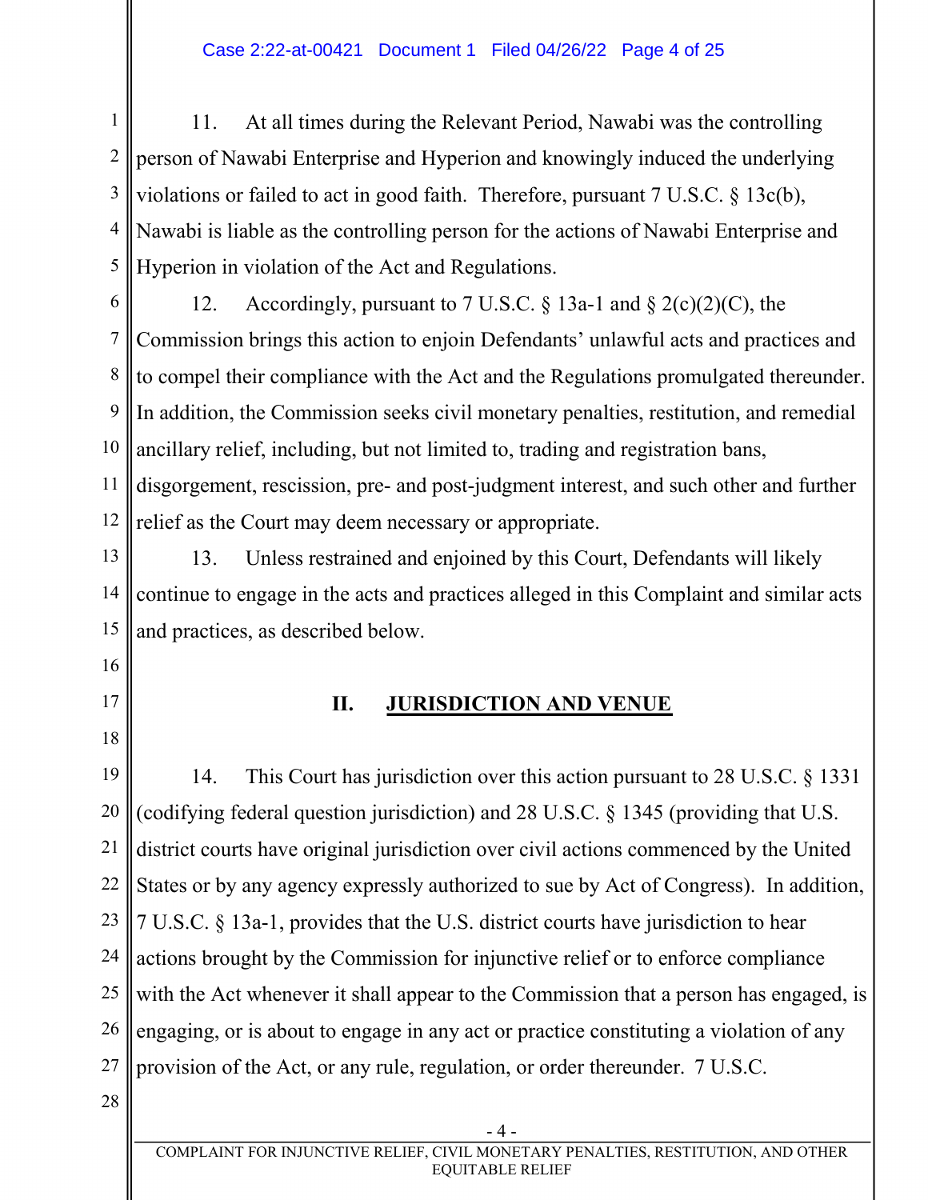11. At all times during the Relevant Period, Nawabi was the controlling person of Nawabi Enterprise and Hyperion and knowingly induced the underlying violations or failed to act in good faith. Therefore, pursuant 7 U.S.C. § 13c(b), Nawabi is liable as the controlling person for the actions of Nawabi Enterprise and Hyperion in violation of the Act and Regulations.

12. Accordingly, pursuant to 7 U.S.C. § 13a-1 and § 2(c)(2)(C), the Commission brings this action to enjoin Defendants' unlawful acts and practices and to compel their compliance with the Act and the Regulations promulgated thereunder. In addition, the Commission seeks civil monetary penalties, restitution, and remedial ancillary relief, including, but not limited to, trading and registration bans, disgorgement, rescission, pre- and post-judgment interest, and such other and further relief as the Court may deem necessary or appropriate.

13. Unless restrained and enjoined by this Court, Defendants will likely continue to engage in the acts and practices alleged in this Complaint and similar acts and practices, as described below.

## II. JURISDICTION AND VENUE

14. This Court has jurisdiction over this action pursuant to 28 U.S.C. § 1331 (codifying federal question jurisdiction) and 28 U.S.C. § 1345 (providing that U.S. district courts have original jurisdiction over civil actions commenced by the United States or by any agency expressly authorized to sue by Act of Congress). In addition, 7 U.S.C. § 13a-1, provides that the U.S. district courts have jurisdiction to hear actions brought by the Commission for injunctive relief or to enforce compliance with the Act whenever it shall appear to the Commission that a person has engaged, is engaging, or is about to engage in any act or practice constituting a violation of any provision of the Act, or any rule, regulation, or order thereunder. 7 U.S.C.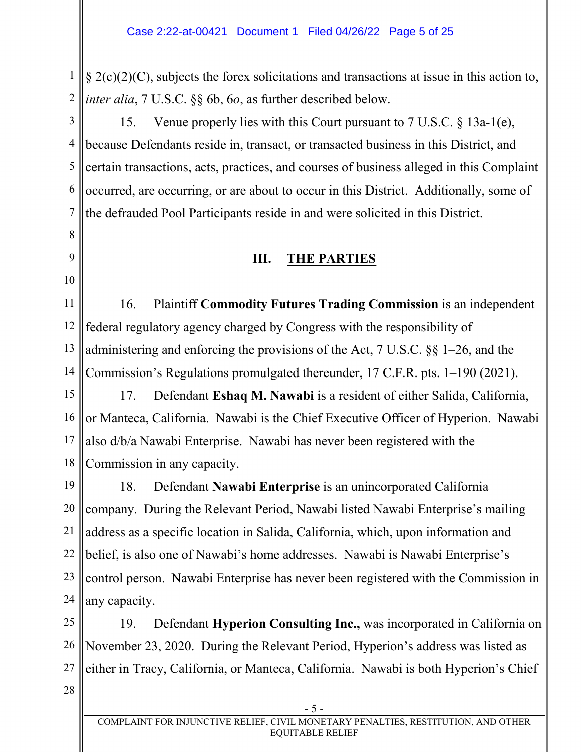§ 2(c)(2)(C), subjects the forex solicitations and transactions at issue in this action to, *inter alia*, 7 U.S.C. §§ 6b, 6*o*, as further described below.

15. Venue properly lies with this Court pursuant to 7 U.S.C. § 13a-1(e), because Defendants reside in, transact, or transacted business in this District, and certain transactions, acts, practices, and courses of business alleged in this Complaint occurred, are occurring, or are about to occur in this District. Additionally, some of the defrauded Pool Participants reside in and were solicited in this District.

## III. THE PARTIES

16. Plaintiff **Commodity Futures Trading Commission** is an independent federal regulatory agency charged by Congress with the responsibility of administering and enforcing the provisions of the Act, 7 U.S.C. §§ 1–26, and the Commission's Regulations promulgated thereunder, 17 C.F.R. pts. 1–190 (2021).

17. Defendant **Eshaq M. Nawabi** is a resident of either Salida, California, or Manteca, California. Nawabi is the Chief Executive Officer of Hyperion. Nawabi also d/b/a Nawabi Enterprise. Nawabi has never been registered with the Commission in any capacity.

18. Defendant **Nawabi Enterprise** is an unincorporated California company. During the Relevant Period, Nawabi listed Nawabi Enterprise's mailing address as a specific location in Salida, California, which, upon information and belief, is also one of Nawabi's home addresses. Nawabi is Nawabi Enterprise's control person. Nawabi Enterprise has never been registered with the Commission in any capacity.

19. Defendant **Hyperion Consulting Inc.,** was incorporated in California on November 23, 2020. During the Relevant Period, Hyperion's address was listed as either in Tracy, California, or Manteca, California. Nawabi is both Hyperion's Chief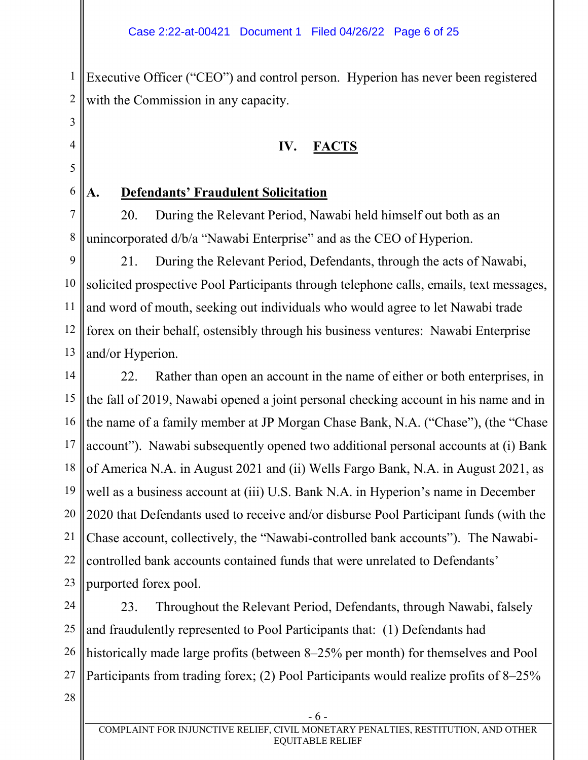Executive Officer ("CEO") and control person. Hyperion has never been registered with the Commission in any capacity.

## IV. FACTS

### A. Defendants' Fraudulent Solicitation

20. During the Relevant Period, Nawabi held himself out both as an unincorporated d/b/a "Nawabi Enterprise" and as the CEO of Hyperion.

21. During the Relevant Period, Defendants, through the acts of Nawabi, solicited prospective Pool Participants through telephone calls, emails, text messages, and word of mouth, seeking out individuals who would agree to let Nawabi trade forex on their behalf, ostensibly through his business ventures: Nawabi Enterprise and/or Hyperion.

22. Rather than open an account in the name of either or both enterprises, in the fall of 2019, Nawabi opened a joint personal checking account in his name and in the name of a family member at JP Morgan Chase Bank, N.A. ("Chase"), (the "Chase account"). Nawabi subsequently opened two additional personal accounts at (i) Bank of America N.A. in August 2021 and (ii) Wells Fargo Bank, N.A. in August 2021, as well as a business account at (iii) U.S. Bank N.A. in Hyperion's name in December 2020 that Defendants used to receive and/or disburse Pool Participant funds (with the Chase account, collectively, the "Nawabi-controlled bank accounts"). The Nawabi-controlled bank accounts contained funds that were unrelated to Defendants' purported forex pool.

23. Throughout the Relevant Period, Defendants, through Nawabi, falsely and fraudulently represented to Pool Participants that: (1) Defendants had historically made large profits (between 8–25% per month) for themselves and Pool Participants from trading forex; (2) Pool Participants would realize profits of 8–25%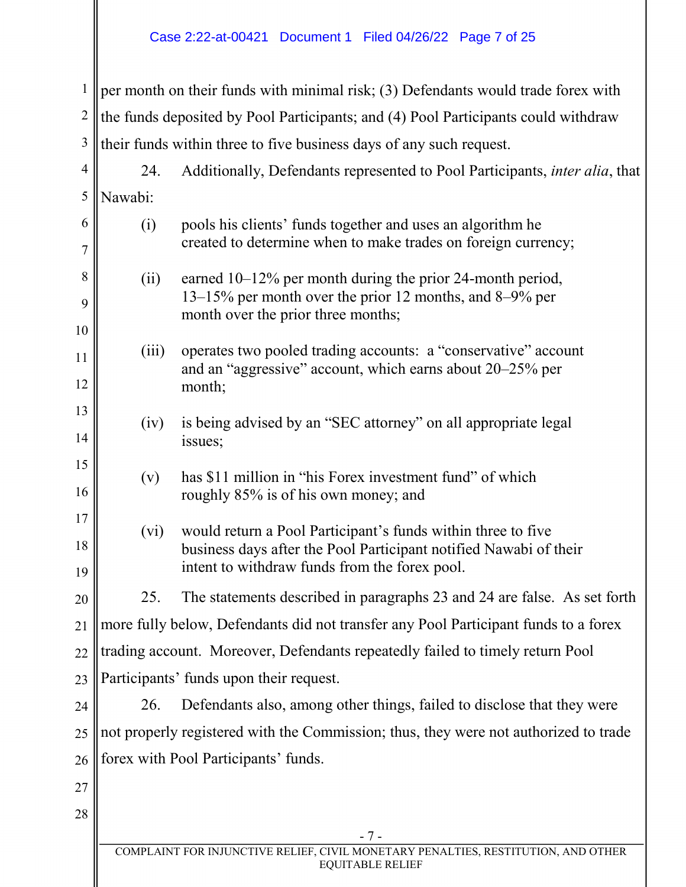per month on their funds with minimal risk; (3) Defendants would trade forex with the funds deposited by Pool Participants; and (4) Pool Participants could withdraw their funds within three to five business days of any such request.

24. Additionally, Defendants represented to Pool Participants, *inter alia*, that Nawabi:

(i) pools his clients' funds together and uses an algorithm he created to determine when to make trades on foreign currency;

(ii) earned 10–12% per month during the prior 24-month period, 13–15% per month over the prior 12 months, and 8–9% per month over the prior three months;

(iii) operates two pooled trading accounts: a "conservative" account and an "aggressive" account, which earns about 20–25% per month;

(iv) is being advised by an "SEC attorney" on all appropriate legal issues;

(v) has $11 million in "his Forex investment fund" of which roughly 85% is of his own money; and

(vi) would return a Pool Participant's funds within three to five business days after the Pool Participant notified Nawabi of their intent to withdraw funds from the forex pool.

25. The statements described in paragraphs 23 and 24 are false. As set forth more fully below, Defendants did not transfer any Pool Participant funds to a forex trading account. Moreover, Defendants repeatedly failed to timely return Pool Participants' funds upon their request.

26. Defendants also, among other things, failed to disclose that they were not properly registered with the Commission; thus, they were not authorized to trade forex with Pool Participants' funds.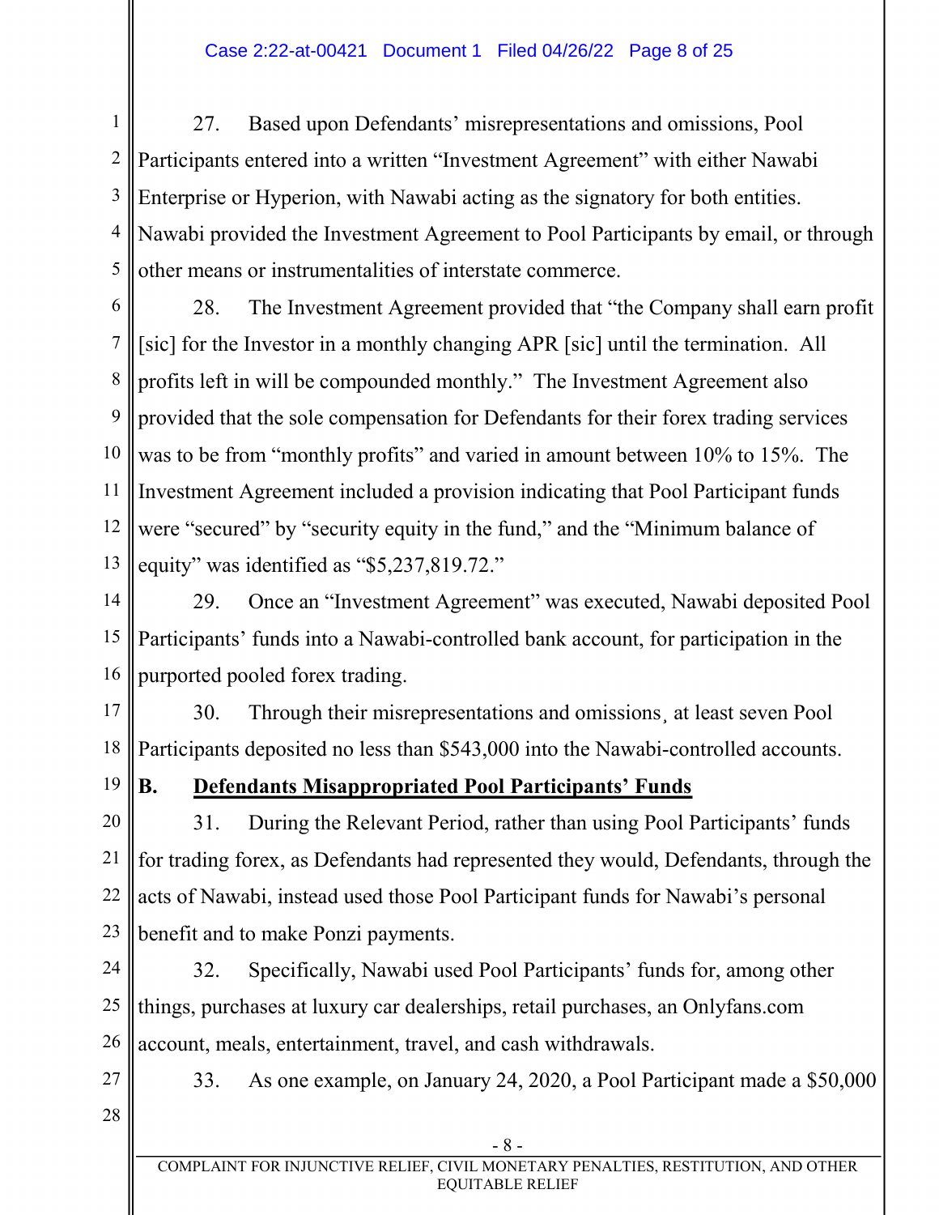27. Based upon Defendants' misrepresentations and omissions, Pool Participants entered into a written "Investment Agreement" with either Nawabi Enterprise or Hyperion, with Nawabi acting as the signatory for both entities. Nawabi provided the Investment Agreement to Pool Participants by email, or through other means or instrumentalities of interstate commerce.

28. The Investment Agreement provided that "the Company shall earn profit [sic] for the Investor in a monthly changing APR [sic] until the termination. All profits left in will be compounded monthly." The Investment Agreement also provided that the sole compensation for Defendants for their forex trading services was to be from "monthly profits" and varied in amount between 10% to 15%. The Investment Agreement included a provision indicating that Pool Participant funds were "secured" by "security equity in the fund," and the "Minimum balance of equity" was identified as "$5,237,819.72."

29. Once an "Investment Agreement" was executed, Nawabi deposited Pool Participants' funds into a Nawabi-controlled bank account, for participation in the purported pooled forex trading.

30. Through their misrepresentations and omissions¸ at least seven Pool Participants deposited no less than $543,000 into the Nawabi-controlled accounts.

## B. <u>Defendants Misappropriated Pool Participants' Funds</u>

31. During the Relevant Period, rather than using Pool Participants' funds for trading forex, as Defendants had represented they would, Defendants, through the acts of Nawabi, instead used those Pool Participant funds for Nawabi's personal benefit and to make Ponzi payments.

32. Specifically, Nawabi used Pool Participants' funds for, among other things, purchases at luxury car dealerships, retail purchases, an Onlyfans.com account, meals, entertainment, travel, and cash withdrawals.

33. As one example, on January 24, 2020, a Pool Participant made a $50,000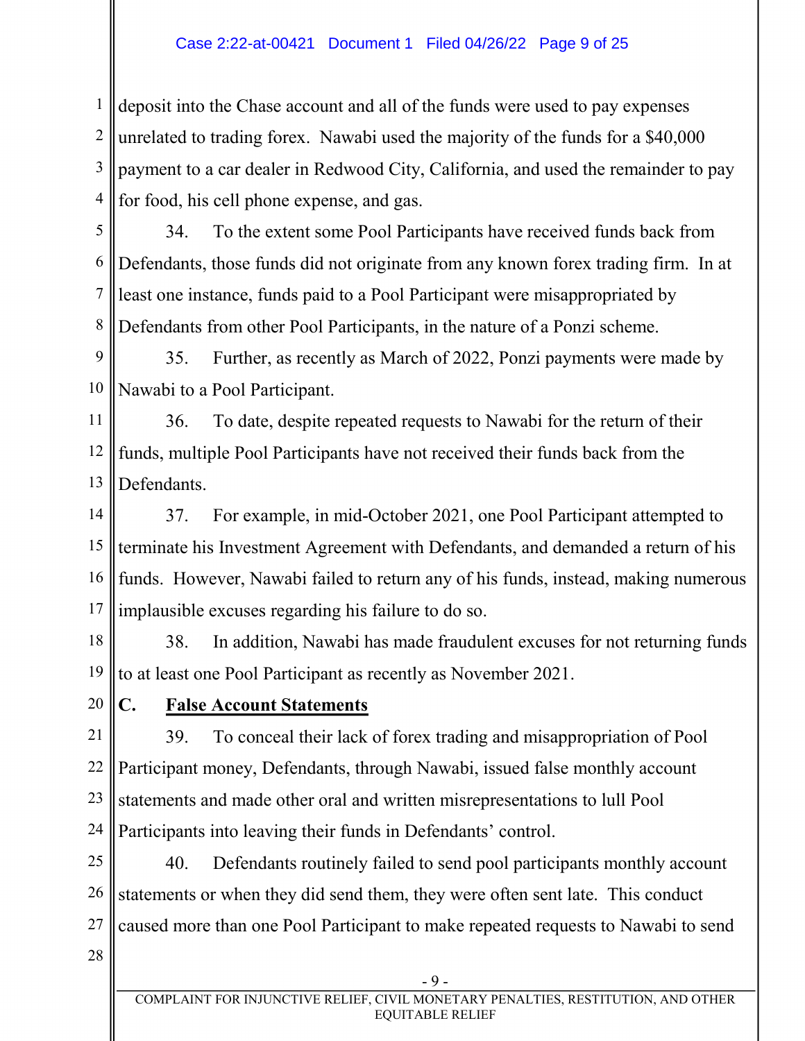deposit into the Chase account and all of the funds were used to pay expenses unrelated to trading forex. Nawabi used the majority of the funds for a $40,000 payment to a car dealer in Redwood City, California, and used the remainder to pay for food, his cell phone expense, and gas.

34. To the extent some Pool Participants have received funds back from Defendants, those funds did not originate from any known forex trading firm. In at least one instance, funds paid to a Pool Participant were misappropriated by Defendants from other Pool Participants, in the nature of a Ponzi scheme.

35. Further, as recently as March of 2022, Ponzi payments were made by Nawabi to a Pool Participant.

36. To date, despite repeated requests to Nawabi for the return of their funds, multiple Pool Participants have not received their funds back from the Defendants.

37. For example, in mid-October 2021, one Pool Participant attempted to terminate his Investment Agreement with Defendants, and demanded a return of his funds. However, Nawabi failed to return any of his funds, instead, making numerous implausible excuses regarding his failure to do so.

38. In addition, Nawabi has made fraudulent excuses for not returning funds to at least one Pool Participant as recently as November 2021.

### C. False Account Statements

39. To conceal their lack of forex trading and misappropriation of Pool Participant money, Defendants, through Nawabi, issued false monthly account statements and made other oral and written misrepresentations to lull Pool Participants into leaving their funds in Defendants' control.

40. Defendants routinely failed to send pool participants monthly account statements or when they did send them, they were often sent late. This conduct caused more than one Pool Participant to make repeated requests to Nawabi to send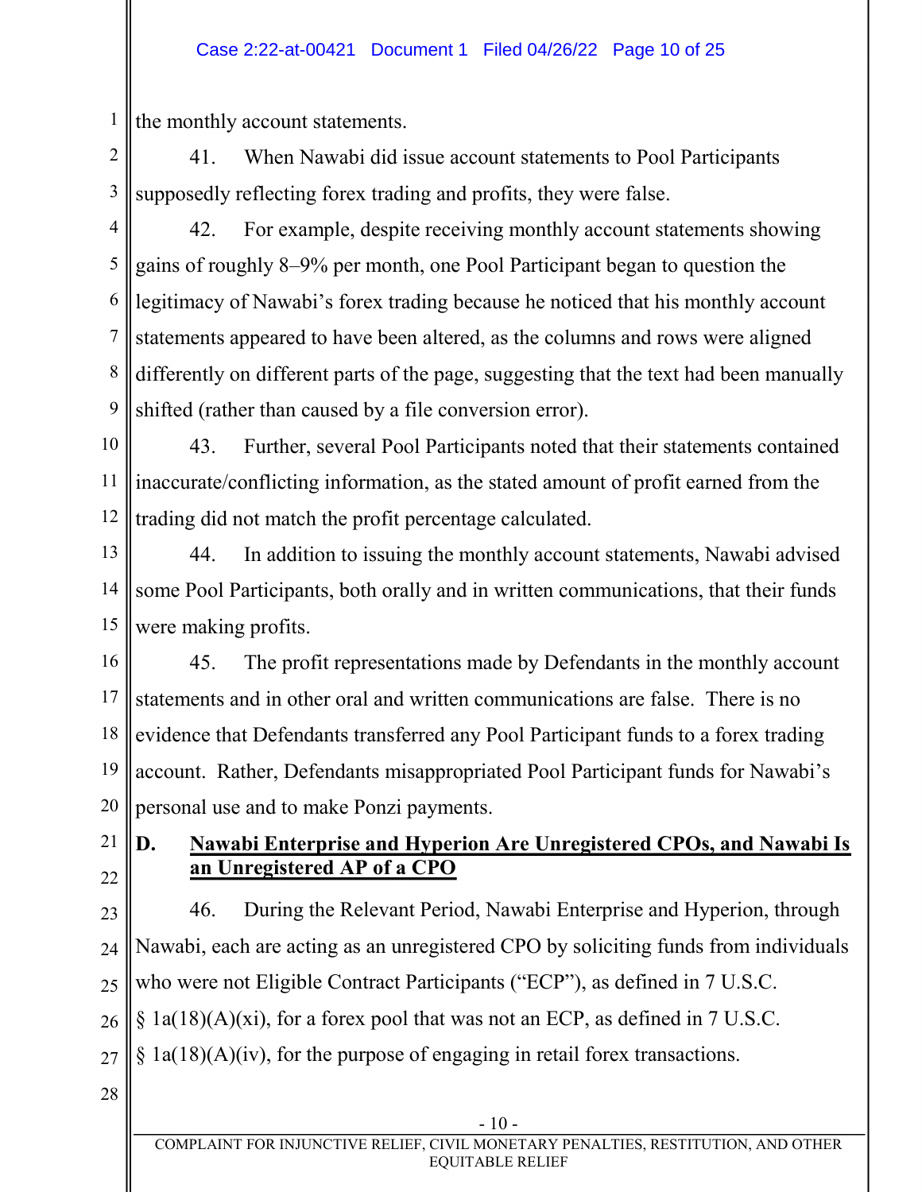the monthly account statements.

41. When Nawabi did issue account statements to Pool Participants supposedly reflecting forex trading and profits, they were false.

42. For example, despite receiving monthly account statements showing gains of roughly 8–9% per month, one Pool Participant began to question the legitimacy of Nawabi's forex trading because he noticed that his monthly account statements appeared to have been altered, as the columns and rows were aligned differently on different parts of the page, suggesting that the text had been manually shifted (rather than caused by a file conversion error).

43. Further, several Pool Participants noted that their statements contained inaccurate/conflicting information, as the stated amount of profit earned from the trading did not match the profit percentage calculated.

44. In addition to issuing the monthly account statements, Nawabi advised some Pool Participants, both orally and in written communications, that their funds were making profits.

45. The profit representations made by Defendants in the monthly account statements and in other oral and written communications are false. There is no evidence that Defendants transferred any Pool Participant funds to a forex trading account. Rather, Defendants misappropriated Pool Participant funds for Nawabi's personal use and to make Ponzi payments.

## D. Nawabi Enterprise and Hyperion Are Unregistered CPOs, and Nawabi Is an Unregistered AP of a CPO

46. During the Relevant Period, Nawabi Enterprise and Hyperion, through Nawabi, each are acting as an unregistered CPO by soliciting funds from individuals who were not Eligible Contract Participants ("ECP"), as defined in 7 U.S.C. § 1a(18)(A)(xi), for a forex pool that was not an ECP, as defined in 7 U.S.C. § 1a(18)(A)(iv), for the purpose of engaging in retail forex transactions.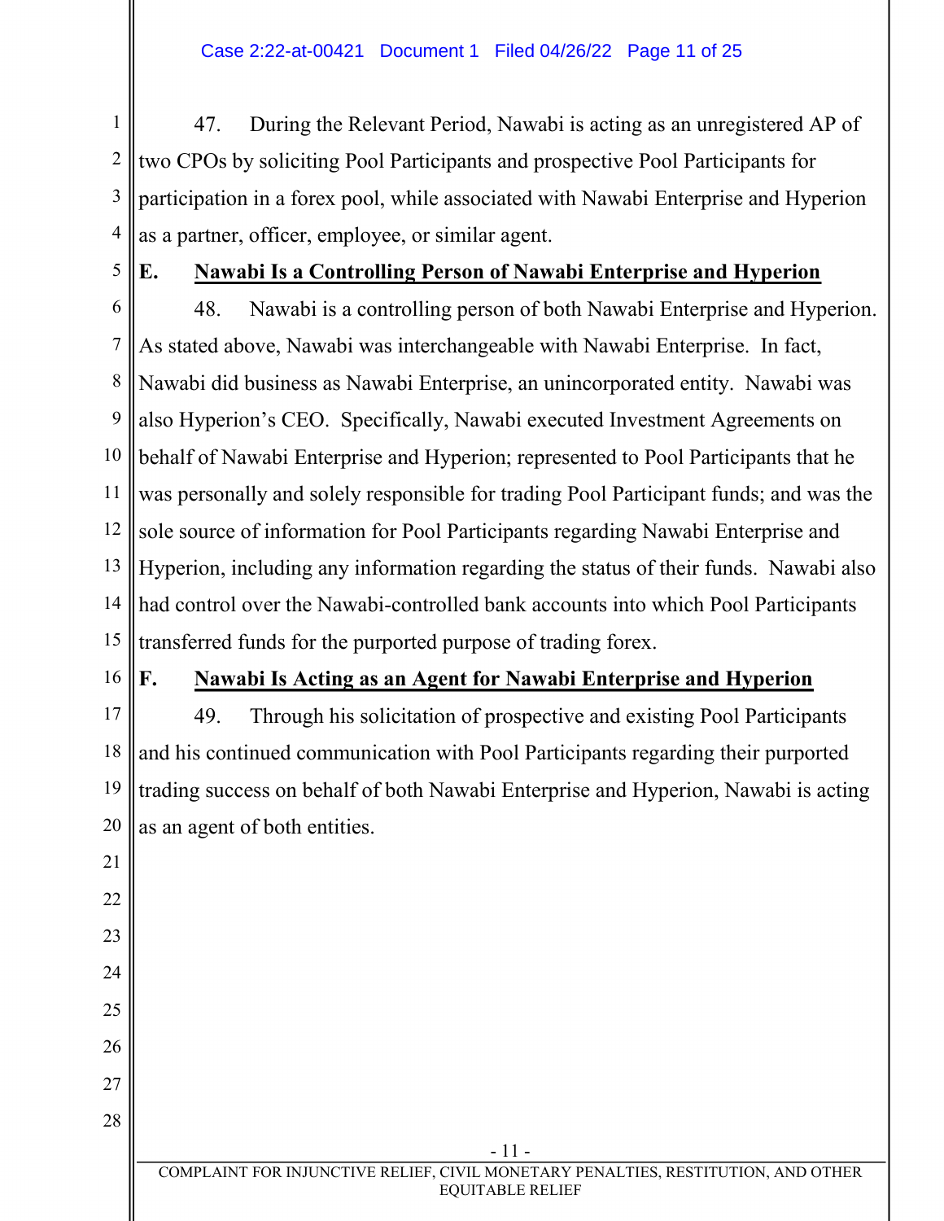47. During the Relevant Period, Nawabi is acting as an unregistered AP of two CPOs by soliciting Pool Participants and prospective Pool Participants for participation in a forex pool, while associated with Nawabi Enterprise and Hyperion as a partner, officer, employee, or similar agent.

## E. Nawabi Is a Controlling Person of Nawabi Enterprise and Hyperion

48. Nawabi is a controlling person of both Nawabi Enterprise and Hyperion. As stated above, Nawabi was interchangeable with Nawabi Enterprise. In fact, Nawabi did business as Nawabi Enterprise, an unincorporated entity. Nawabi was also Hyperion's CEO. Specifically, Nawabi executed Investment Agreements on behalf of Nawabi Enterprise and Hyperion; represented to Pool Participants that he was personally and solely responsible for trading Pool Participant funds; and was the sole source of information for Pool Participants regarding Nawabi Enterprise and Hyperion, including any information regarding the status of their funds. Nawabi also had control over the Nawabi-controlled bank accounts into which Pool Participants transferred funds for the purported purpose of trading forex.

## F. Nawabi Is Acting as an Agent for Nawabi Enterprise and Hyperion

49. Through his solicitation of prospective and existing Pool Participants and his continued communication with Pool Participants regarding their purported trading success on behalf of both Nawabi Enterprise and Hyperion, Nawabi is acting as an agent of both entities.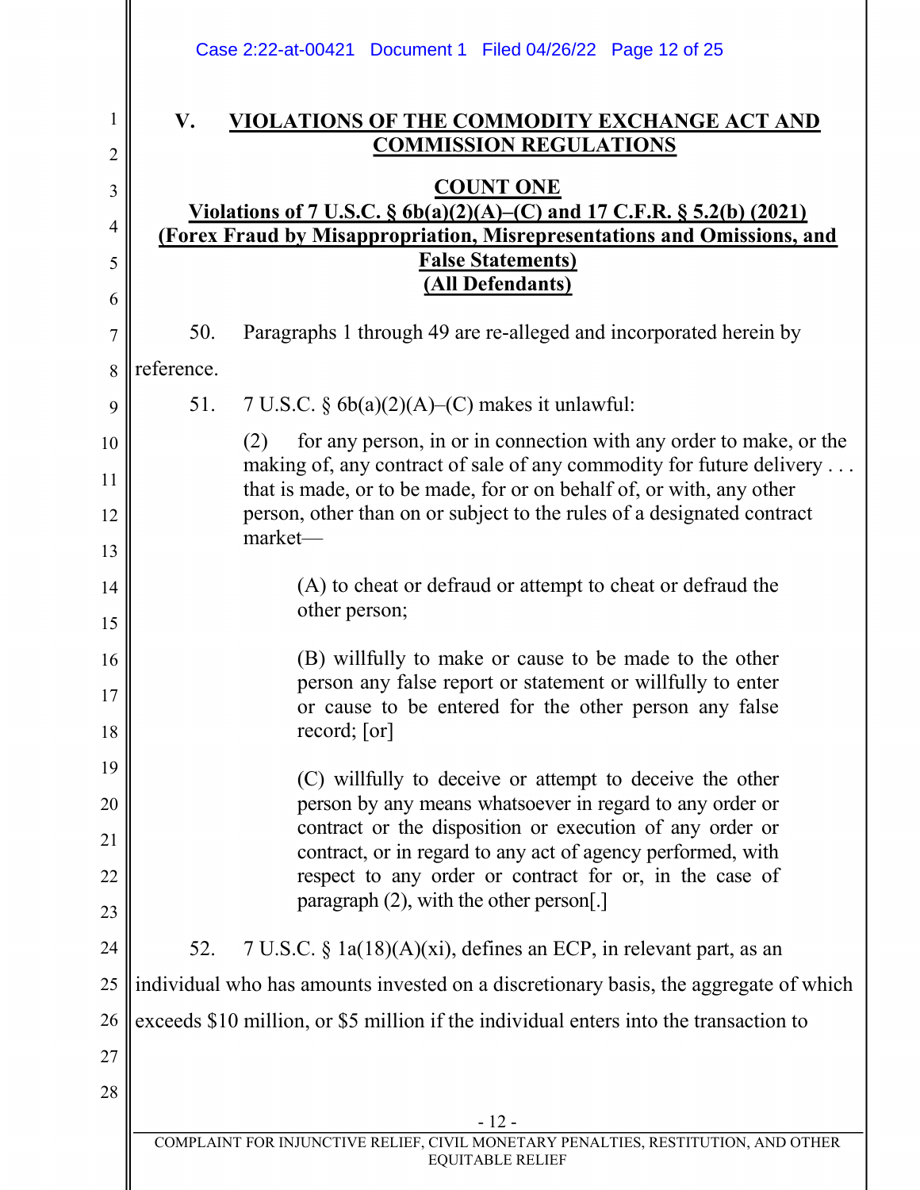## V. VIOLATIONS OF THE COMMODITY EXCHANGE ACT AND COMMISSION REGULATIONS

### COUNT ONE

**Violations of 7 U.S.C. § 6b(a)(2)(A)–(C) and 17 C.F.R. § 5.2(b) (2021)**
**(Forex Fraud by Misappropriation, Misrepresentations and Omissions, and False Statements)**
**(All Defendants)**

50. Paragraphs 1 through 49 are re-alleged and incorporated herein by reference.

51. 7 U.S.C. § 6b(a)(2)(A)–(C) makes it unlawful:

> (2) for any person, in or in connection with any order to make, or the making of, any contract of sale of any commodity for future delivery . . . that is made, or to be made, for or on behalf of, or with, any other person, other than on or subject to the rules of a designated contract market—
>
> > (A) to cheat or defraud or attempt to cheat or defraud the other person;
> >
> > (B) willfully to make or cause to be made to the other person any false report or statement or willfully to enter or cause to be entered for the other person any false record; [or]
> >
> > (C) willfully to deceive or attempt to deceive the other person by any means whatsoever in regard to any order or contract or the disposition or execution of any order or contract, or in regard to any act of agency performed, with respect to any order or contract for or, in the case of paragraph (2), with the other person[.]

52. 7 U.S.C. § 1a(18)(A)(xi), defines an ECP, in relevant part, as an individual who has amounts invested on a discretionary basis, the aggregate of which exceeds $10 million, or $5 million if the individual enters into the transaction to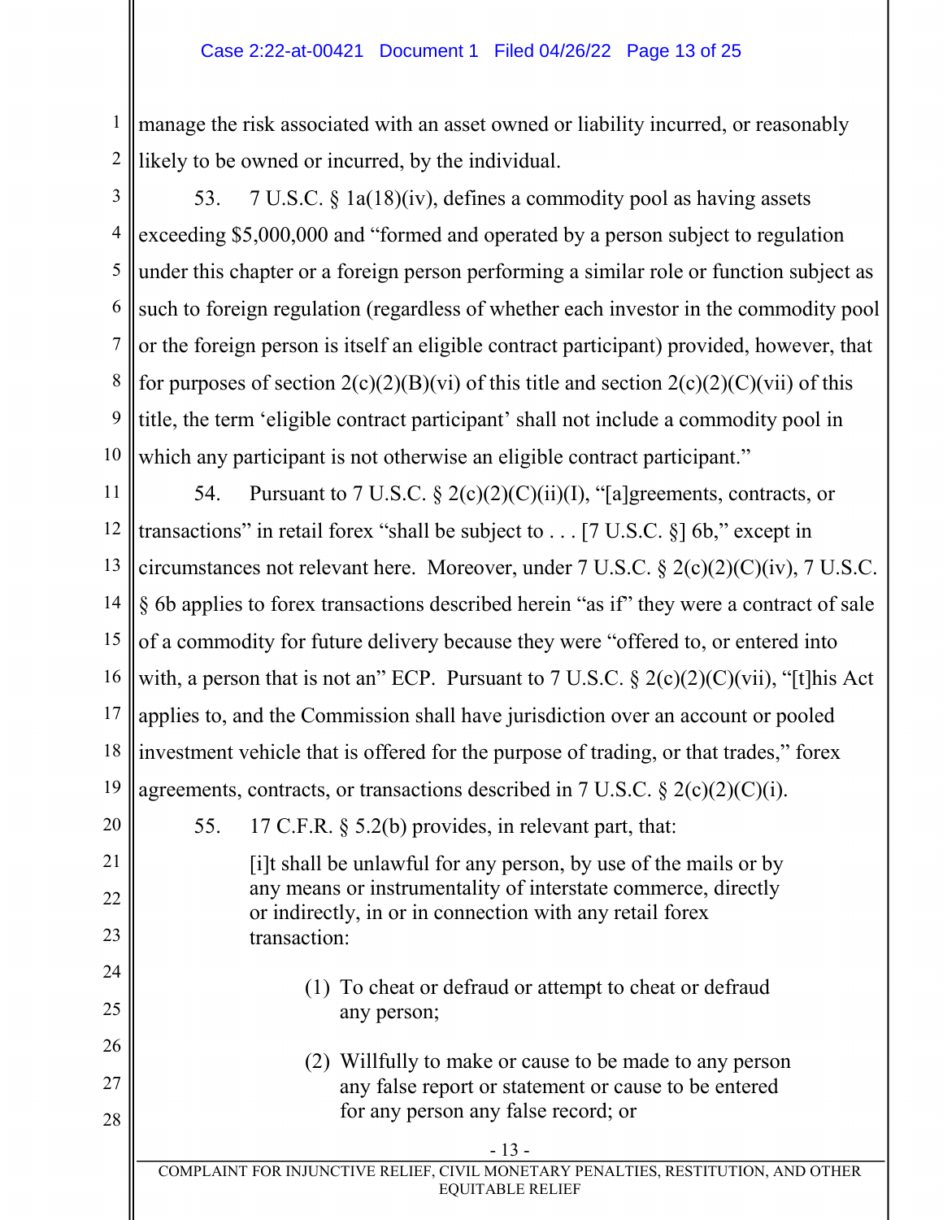manage the risk associated with an asset owned or liability incurred, or reasonably likely to be owned or incurred, by the individual.

53. 7 U.S.C. § 1a(18)(iv), defines a commodity pool as having assets exceeding $5,000,000 and "formed and operated by a person subject to regulation under this chapter or a foreign person performing a similar role or function subject as such to foreign regulation (regardless of whether each investor in the commodity pool or the foreign person is itself an eligible contract participant) provided, however, that for purposes of section 2(c)(2)(B)(vi) of this title and section 2(c)(2)(C)(vii) of this title, the term 'eligible contract participant' shall not include a commodity pool in which any participant is not otherwise an eligible contract participant."

54. Pursuant to 7 U.S.C. § 2(c)(2)(C)(ii)(I), "[a]greements, contracts, or transactions" in retail forex "shall be subject to . . . [7 U.S.C. §] 6b," except in circumstances not relevant here. Moreover, under 7 U.S.C. § 2(c)(2)(C)(iv), 7 U.S.C. § 6b applies to forex transactions described herein "as if" they were a contract of sale of a commodity for future delivery because they were "offered to, or entered into with, a person that is not an" ECP. Pursuant to 7 U.S.C. § 2(c)(2)(C)(vii), "[t]his Act applies to, and the Commission shall have jurisdiction over an account or pooled investment vehicle that is offered for the purpose of trading, or that trades," forex agreements, contracts, or transactions described in 7 U.S.C. § 2(c)(2)(C)(i).

55. 17 C.F.R. § 5.2(b) provides, in relevant part, that:

> [i]t shall be unlawful for any person, by use of the mails or by any means or instrumentality of interstate commerce, directly or indirectly, in or in connection with any retail forex transaction:
>
> (1) To cheat or defraud or attempt to cheat or defraud any person;
>
> (2) Willfully to make or cause to be made to any person any false report or statement or cause to be entered for any person any false record; or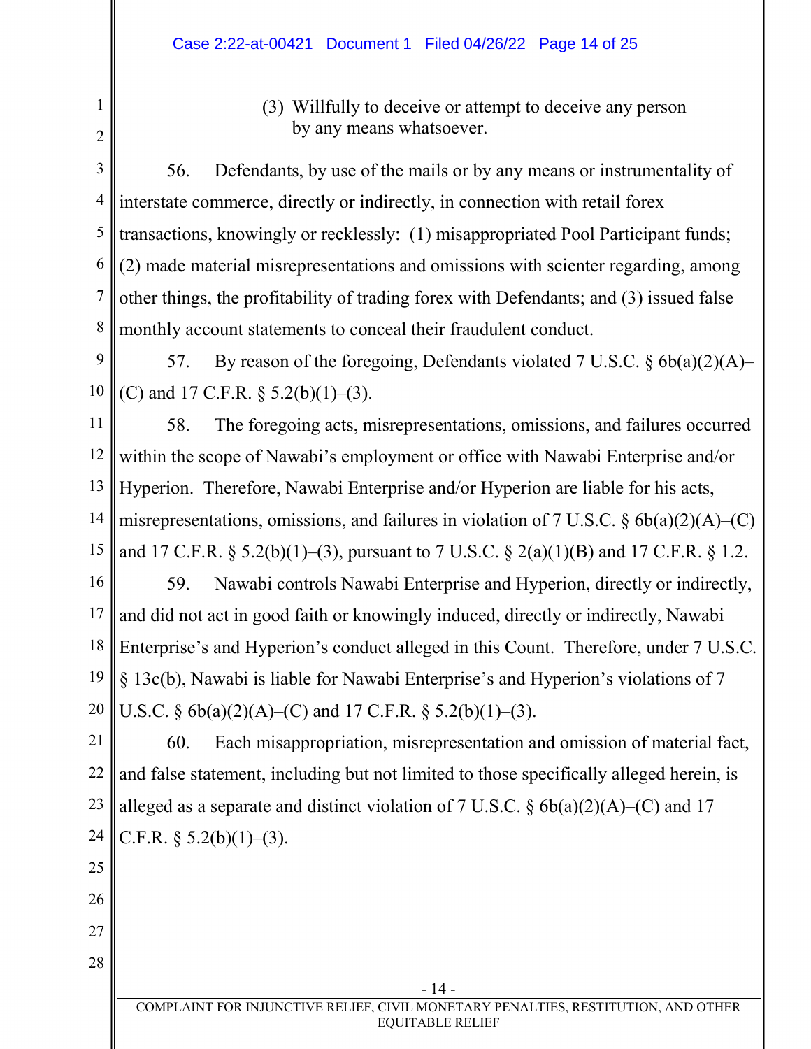(3) Willfully to deceive or attempt to deceive any person by any means whatsoever.

56. Defendants, by use of the mails or by any means or instrumentality of interstate commerce, directly or indirectly, in connection with retail forex transactions, knowingly or recklessly: (1) misappropriated Pool Participant funds; (2) made material misrepresentations and omissions with scienter regarding, among other things, the profitability of trading forex with Defendants; and (3) issued false monthly account statements to conceal their fraudulent conduct.

57. By reason of the foregoing, Defendants violated 7 U.S.C. § 6b(a)(2)(A)–(C) and 17 C.F.R. § 5.2(b)(1)–(3).

58. The foregoing acts, misrepresentations, omissions, and failures occurred within the scope of Nawabi's employment or office with Nawabi Enterprise and/or Hyperion. Therefore, Nawabi Enterprise and/or Hyperion are liable for his acts, misrepresentations, omissions, and failures in violation of 7 U.S.C. § 6b(a)(2)(A)–(C) and 17 C.F.R. § 5.2(b)(1)–(3), pursuant to 7 U.S.C. § 2(a)(1)(B) and 17 C.F.R. § 1.2.

59. Nawabi controls Nawabi Enterprise and Hyperion, directly or indirectly, and did not act in good faith or knowingly induced, directly or indirectly, Nawabi Enterprise's and Hyperion's conduct alleged in this Count. Therefore, under 7 U.S.C. § 13c(b), Nawabi is liable for Nawabi Enterprise's and Hyperion's violations of 7 U.S.C. § 6b(a)(2)(A)–(C) and 17 C.F.R. § 5.2(b)(1)–(3).

60. Each misappropriation, misrepresentation and omission of material fact, and false statement, including but not limited to those specifically alleged herein, is alleged as a separate and distinct violation of 7 U.S.C. § 6b(a)(2)(A)–(C) and 17 C.F.R. § 5.2(b)(1)–(3).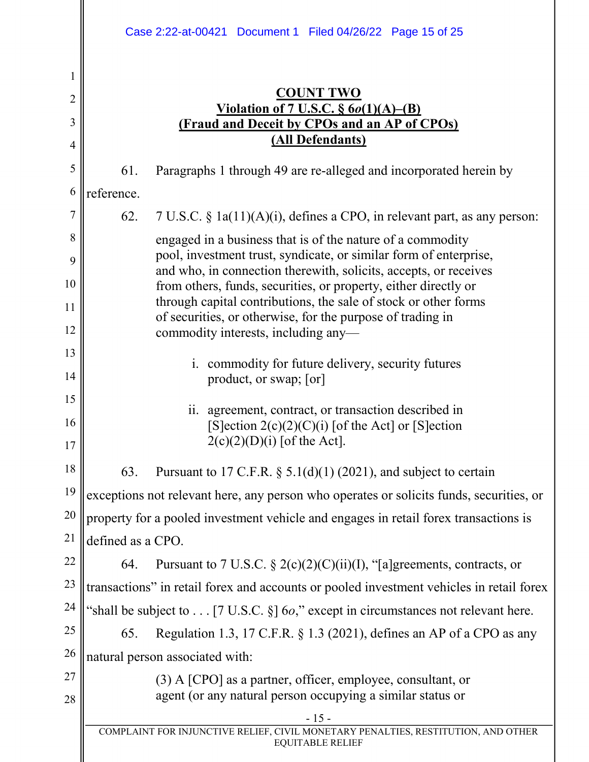**COUNT TWO**
**Violation of 7 U.S.C. § 6*o*(1)(A)–(B)**
**(Fraud and Deceit by CPOs and an AP of CPOs)**
**(All Defendants)**

61. Paragraphs 1 through 49 are re-alleged and incorporated herein by reference.

62. 7 U.S.C. § 1a(11)(A)(i), defines a CPO, in relevant part, as any person:

> engaged in a business that is of the nature of a commodity pool, investment trust, syndicate, or similar form of enterprise, and who, in connection therewith, solicits, accepts, or receives from others, funds, securities, or property, either directly or through capital contributions, the sale of stock or other forms of securities, or otherwise, for the purpose of trading in commodity interests, including any—
>
> i. commodity for future delivery, security futures product, or swap; [or]
>
> ii. agreement, contract, or transaction described in [S]ection 2(c)(2)(C)(i) [of the Act] or [S]ection 2(c)(2)(D)(i) [of the Act].

63. Pursuant to 17 C.F.R. § 5.1(d)(1) (2021), and subject to certain exceptions not relevant here, any person who operates or solicits funds, securities, or property for a pooled investment vehicle and engages in retail forex transactions is defined as a CPO.

64. Pursuant to 7 U.S.C. § 2(c)(2)(C)(ii)(I), "[a]greements, contracts, or transactions" in retail forex and accounts or pooled investment vehicles in retail forex "shall be subject to . . . [7 U.S.C. §] 6*o*," except in circumstances not relevant here.

65. Regulation 1.3, 17 C.F.R. § 1.3 (2021), defines an AP of a CPO as any natural person associated with:

> (3) A [CPO] as a partner, officer, employee, consultant, or agent (or any natural person occupying a similar status or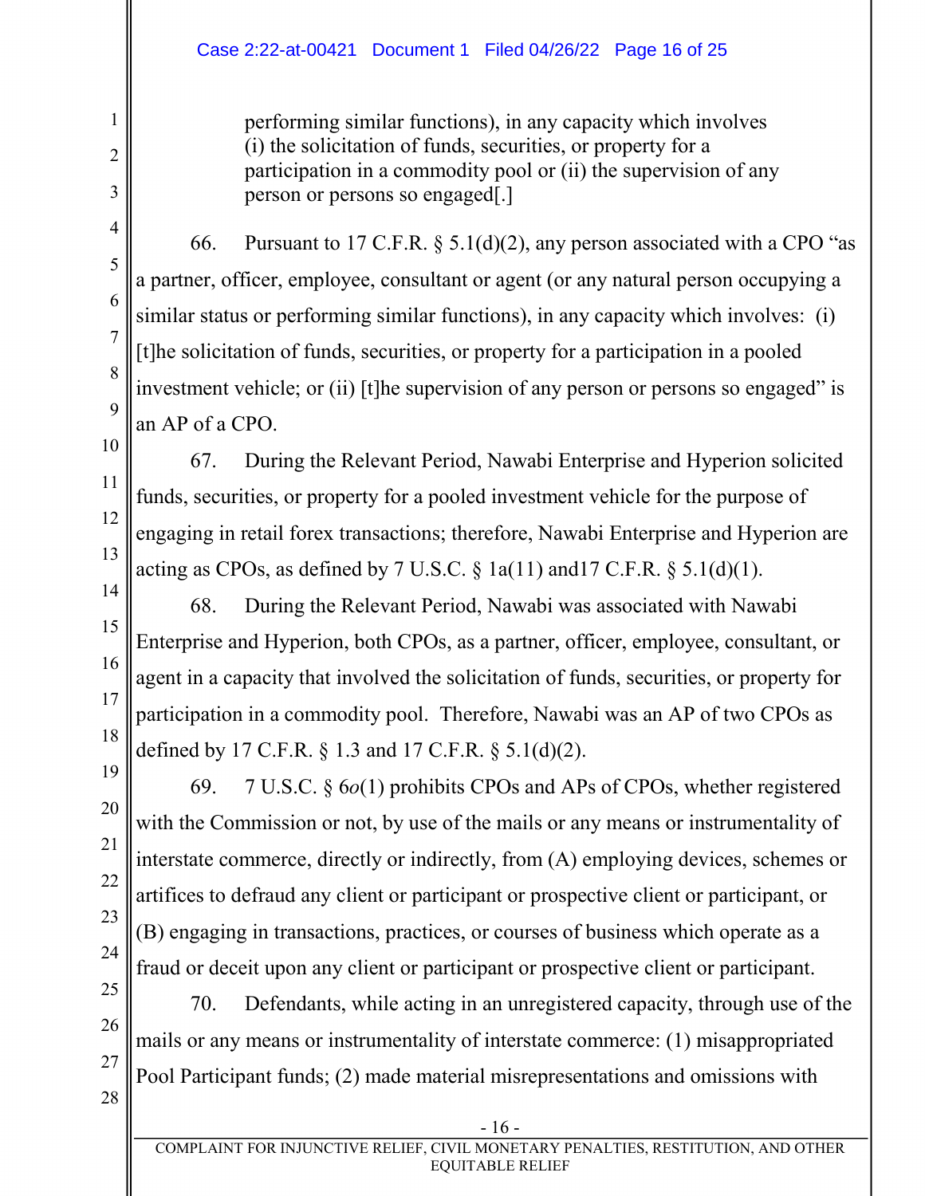> performing similar functions), in any capacity which involves (i) the solicitation of funds, securities, or property for a participation in a commodity pool or (ii) the supervision of any person or persons so engaged[.]

66. Pursuant to 17 C.F.R. § 5.1(d)(2), any person associated with a CPO "as a partner, officer, employee, consultant or agent (or any natural person occupying a similar status or performing similar functions), in any capacity which involves: (i) [t]he solicitation of funds, securities, or property for a participation in a pooled investment vehicle; or (ii) [t]he supervision of any person or persons so engaged" is an AP of a CPO.

67. During the Relevant Period, Nawabi Enterprise and Hyperion solicited funds, securities, or property for a pooled investment vehicle for the purpose of engaging in retail forex transactions; therefore, Nawabi Enterprise and Hyperion are acting as CPOs, as defined by 7 U.S.C. § 1a(11) and17 C.F.R. § 5.1(d)(1).

68. During the Relevant Period, Nawabi was associated with Nawabi Enterprise and Hyperion, both CPOs, as a partner, officer, employee, consultant, or agent in a capacity that involved the solicitation of funds, securities, or property for participation in a commodity pool. Therefore, Nawabi was an AP of two CPOs as defined by 17 C.F.R. § 1.3 and 17 C.F.R. § 5.1(d)(2).

69. 7 U.S.C. § 6*o*(1) prohibits CPOs and APs of CPOs, whether registered with the Commission or not, by use of the mails or any means or instrumentality of interstate commerce, directly or indirectly, from (A) employing devices, schemes or artifices to defraud any client or participant or prospective client or participant, or (B) engaging in transactions, practices, or courses of business which operate as a fraud or deceit upon any client or participant or prospective client or participant.

70. Defendants, while acting in an unregistered capacity, through use of the mails or any means or instrumentality of interstate commerce: (1) misappropriated Pool Participant funds; (2) made material misrepresentations and omissions with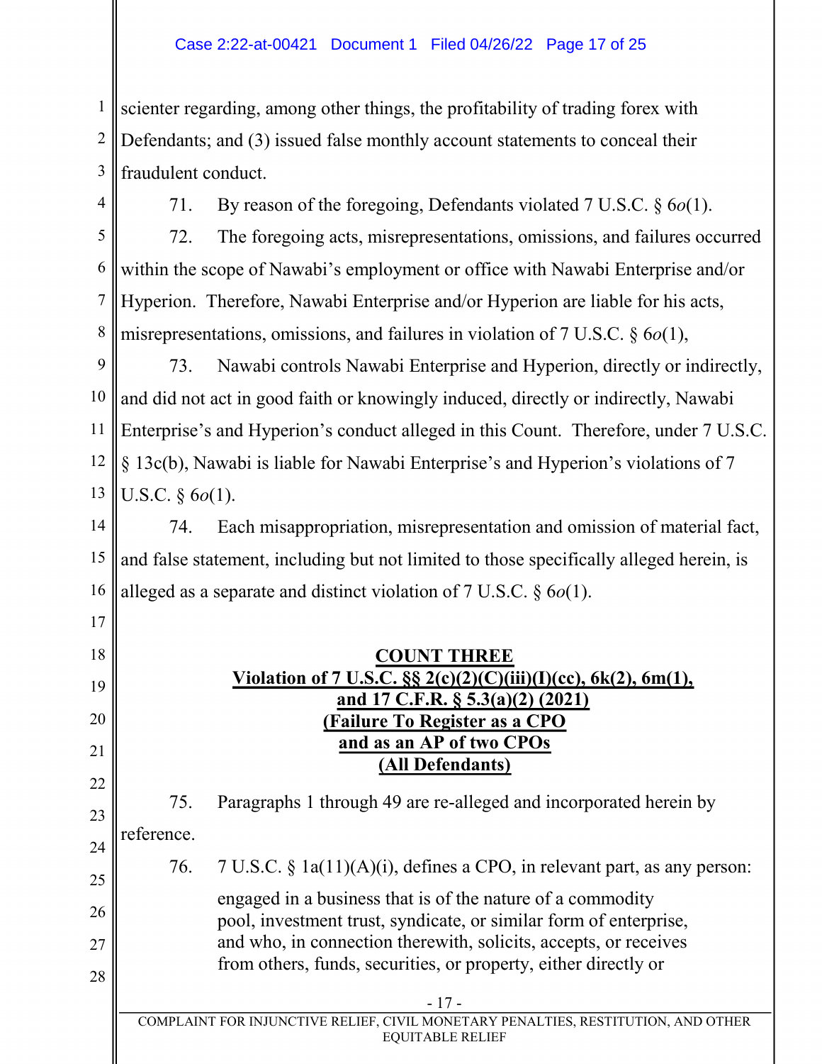scienter regarding, among other things, the profitability of trading forex with Defendants; and (3) issued false monthly account statements to conceal their fraudulent conduct.

71. By reason of the foregoing, Defendants violated 7 U.S.C. § 6*o*(1).

72. The foregoing acts, misrepresentations, omissions, and failures occurred within the scope of Nawabi's employment or office with Nawabi Enterprise and/or Hyperion. Therefore, Nawabi Enterprise and/or Hyperion are liable for his acts, misrepresentations, omissions, and failures in violation of 7 U.S.C. § 6*o*(1),

73. Nawabi controls Nawabi Enterprise and Hyperion, directly or indirectly, and did not act in good faith or knowingly induced, directly or indirectly, Nawabi Enterprise's and Hyperion's conduct alleged in this Count. Therefore, under 7 U.S.C. § 13c(b), Nawabi is liable for Nawabi Enterprise's and Hyperion's violations of 7 U.S.C. § 6*o*(1).

74. Each misappropriation, misrepresentation and omission of material fact, and false statement, including but not limited to those specifically alleged herein, is alleged as a separate and distinct violation of 7 U.S.C. § 6*o*(1).

## COUNT THREE
## Violation of 7 U.S.C. §§ 2(c)(2)(C)(iii)(I)(cc), 6k(2), 6m(1), and 17 C.F.R. § 5.3(a)(2) (2021)
## (Failure To Register as a CPO and as an AP of two CPOs
## (All Defendants)

75. Paragraphs 1 through 49 are re-alleged and incorporated herein by reference.

76. 7 U.S.C. § 1a(11)(A)(i), defines a CPO, in relevant part, as any person:

> engaged in a business that is of the nature of a commodity pool, investment trust, syndicate, or similar form of enterprise, and who, in connection therewith, solicits, accepts, or receives from others, funds, securities, or property, either directly or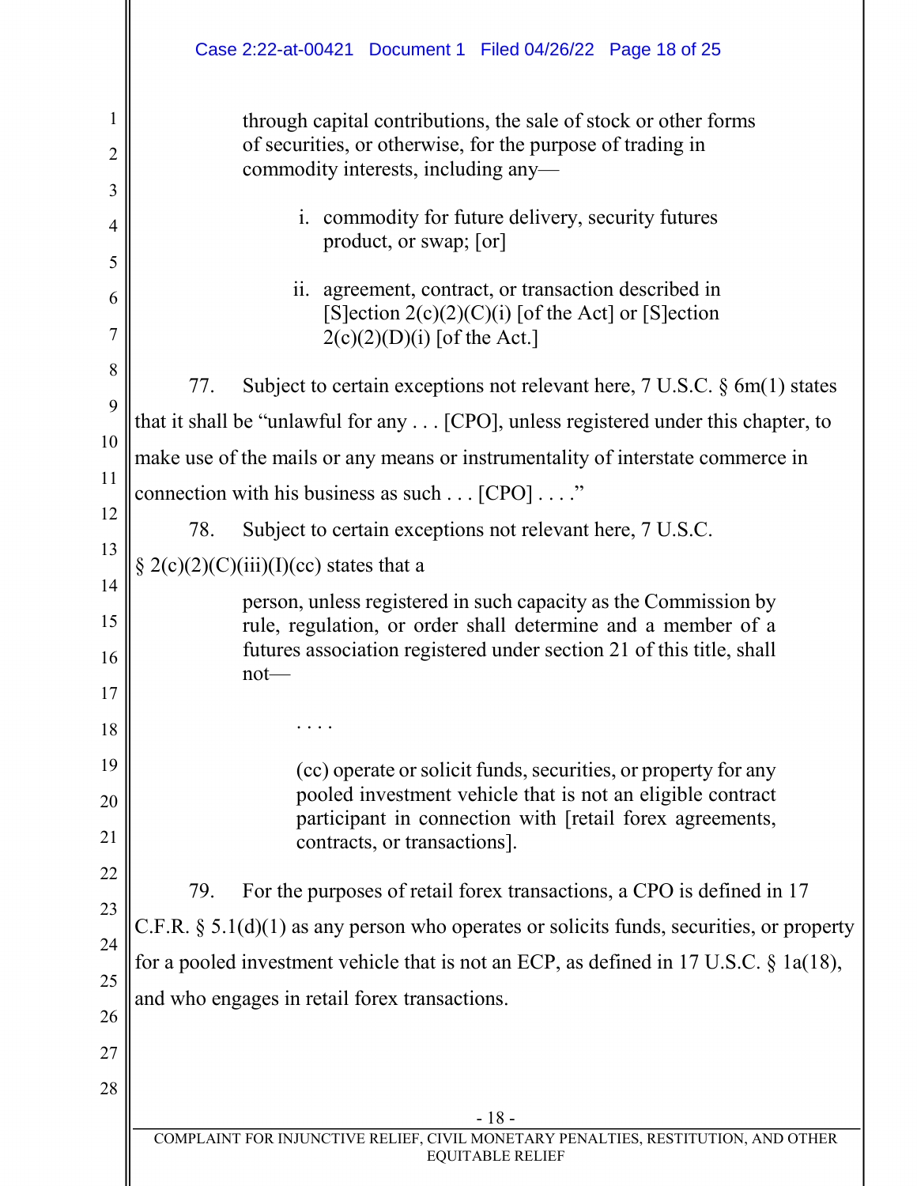> through capital contributions, the sale of stock or other forms of securities, or otherwise, for the purpose of trading in commodity interests, including any—
>
> > i. commodity for future delivery, security futures product, or swap; [or]
> >
> > ii. agreement, contract, or transaction described in [S]ection 2(c)(2)(C)(i) [of the Act] or [S]ection 2(c)(2)(D)(i) [of the Act.]

77. Subject to certain exceptions not relevant here, 7 U.S.C. § 6m(1) states that it shall be "unlawful for any . . . [CPO], unless registered under this chapter, to make use of the mails or any means or instrumentality of interstate commerce in connection with his business as such . . . [CPO] . . . ."

78. Subject to certain exceptions not relevant here, 7 U.S.C. § 2(c)(2)(C)(iii)(I)(cc) states that a

> person, unless registered in such capacity as the Commission by rule, regulation, or order shall determine and a member of a futures association registered under section 21 of this title, shall not—
>
> . . . .
>
> > (cc) operate or solicit funds, securities, or property for any pooled investment vehicle that is not an eligible contract participant in connection with [retail forex agreements, contracts, or transactions].

79. For the purposes of retail forex transactions, a CPO is defined in 17 C.F.R. § 5.1(d)(1) as any person who operates or solicits funds, securities, or property for a pooled investment vehicle that is not an ECP, as defined in 17 U.S.C. § 1a(18), and who engages in retail forex transactions.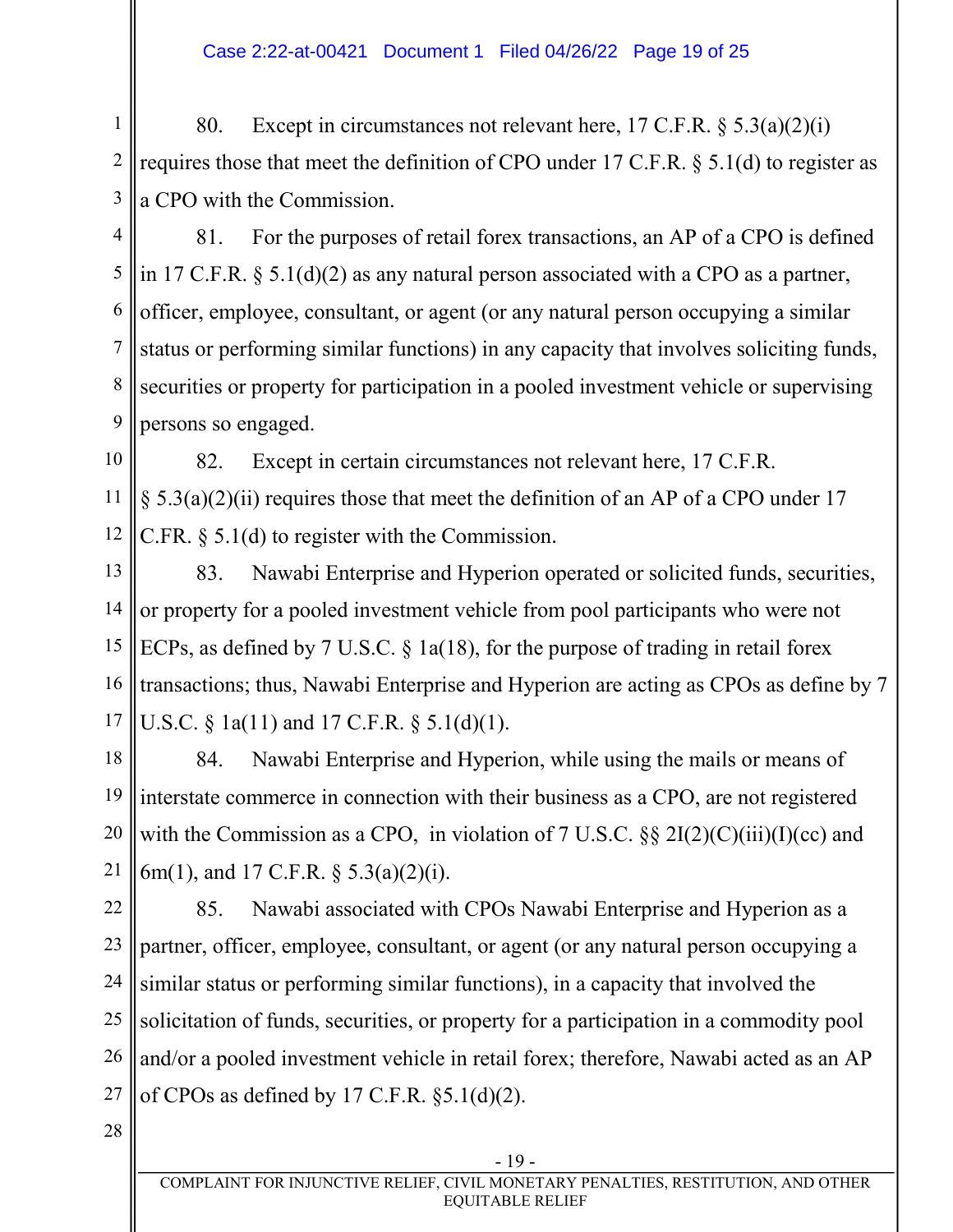80. Except in circumstances not relevant here, 17 C.F.R. § 5.3(a)(2)(i) requires those that meet the definition of CPO under 17 C.F.R. § 5.1(d) to register as a CPO with the Commission.

81. For the purposes of retail forex transactions, an AP of a CPO is defined in 17 C.F.R. § 5.1(d)(2) as any natural person associated with a CPO as a partner, officer, employee, consultant, or agent (or any natural person occupying a similar status or performing similar functions) in any capacity that involves soliciting funds, securities or property for participation in a pooled investment vehicle or supervising persons so engaged.

82. Except in certain circumstances not relevant here, 17 C.F.R. § 5.3(a)(2)(ii) requires those that meet the definition of an AP of a CPO under 17 C.FR. § 5.1(d) to register with the Commission.

83. Nawabi Enterprise and Hyperion operated or solicited funds, securities, or property for a pooled investment vehicle from pool participants who were not ECPs, as defined by 7 U.S.C. § 1a(18), for the purpose of trading in retail forex transactions; thus, Nawabi Enterprise and Hyperion are acting as CPOs as define by 7 U.S.C. § 1a(11) and 17 C.F.R. § 5.1(d)(1).

84. Nawabi Enterprise and Hyperion, while using the mails or means of interstate commerce in connection with their business as a CPO, are not registered with the Commission as a CPO, in violation of 7 U.S.C. §§ 2I(2)(C)(iii)(I)(cc) and 6m(1), and 17 C.F.R. § 5.3(a)(2)(i).

85. Nawabi associated with CPOs Nawabi Enterprise and Hyperion as a partner, officer, employee, consultant, or agent (or any natural person occupying a similar status or performing similar functions), in a capacity that involved the solicitation of funds, securities, or property for a participation in a commodity pool and/or a pooled investment vehicle in retail forex; therefore, Nawabi acted as an AP of CPOs as defined by 17 C.F.R. §5.1(d)(2).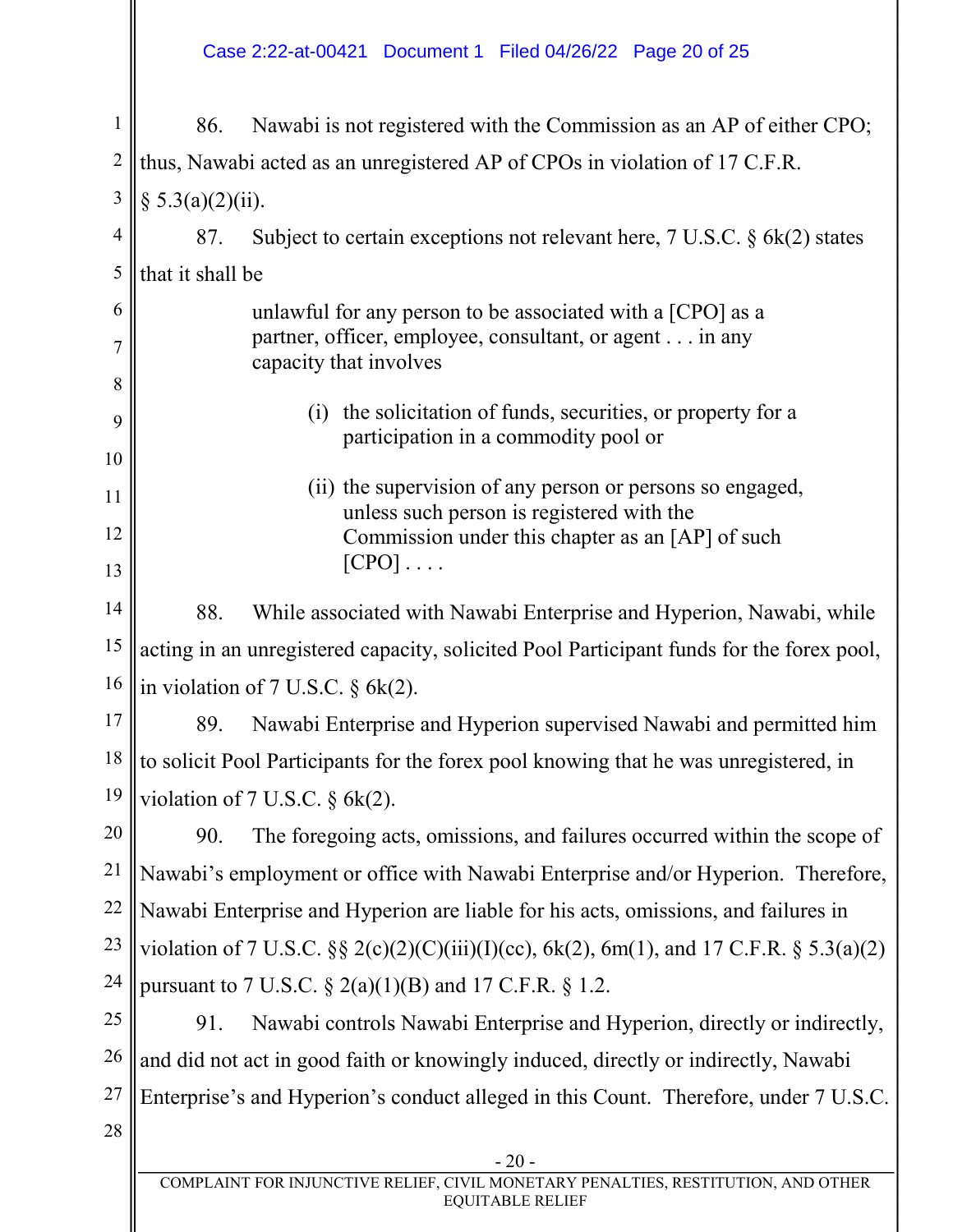86. Nawabi is not registered with the Commission as an AP of either CPO; thus, Nawabi acted as an unregistered AP of CPOs in violation of 17 C.F.R. § 5.3(a)(2)(ii).

87. Subject to certain exceptions not relevant here, 7 U.S.C. § 6k(2) states that it shall be

> unlawful for any person to be associated with a [CPO] as a partner, officer, employee, consultant, or agent . . . in any capacity that involves
>
> (i) the solicitation of funds, securities, or property for a participation in a commodity pool or
>
> (ii) the supervision of any person or persons so engaged, unless such person is registered with the Commission under this chapter as an [AP] of such [CPO] . . . .

88. While associated with Nawabi Enterprise and Hyperion, Nawabi, while acting in an unregistered capacity, solicited Pool Participant funds for the forex pool, in violation of 7 U.S.C. § 6k(2).

89. Nawabi Enterprise and Hyperion supervised Nawabi and permitted him to solicit Pool Participants for the forex pool knowing that he was unregistered, in violation of 7 U.S.C. § 6k(2).

90. The foregoing acts, omissions, and failures occurred within the scope of Nawabi's employment or office with Nawabi Enterprise and/or Hyperion. Therefore, Nawabi Enterprise and Hyperion are liable for his acts, omissions, and failures in violation of 7 U.S.C. §§ 2(c)(2)(C)(iii)(I)(cc), 6k(2), 6m(1), and 17 C.F.R. § 5.3(a)(2) pursuant to 7 U.S.C. § 2(a)(1)(B) and 17 C.F.R. § 1.2.

91. Nawabi controls Nawabi Enterprise and Hyperion, directly or indirectly, and did not act in good faith or knowingly induced, directly or indirectly, Nawabi Enterprise's and Hyperion's conduct alleged in this Count. Therefore, under 7 U.S.C.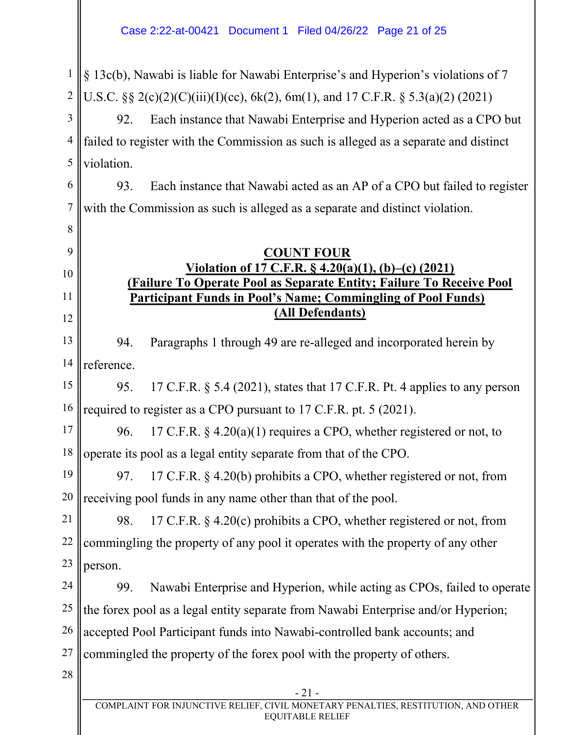§ 13c(b), Nawabi is liable for Nawabi Enterprise's and Hyperion's violations of 7 U.S.C. §§ 2(c)(2)(C)(iii)(I)(cc), 6k(2), 6m(1), and 17 C.F.R. § 5.3(a)(2) (2021)

92. Each instance that Nawabi Enterprise and Hyperion acted as a CPO but failed to register with the Commission as such is alleged as a separate and distinct violation.

93. Each instance that Nawabi acted as an AP of a CPO but failed to register with the Commission as such is alleged as a separate and distinct violation.

**COUNT FOUR**
**Violation of 17 C.F.R. § 4.20(a)(1), (b)–(c) (2021)**
**(Failure To Operate Pool as Separate Entity; Failure To Receive Pool Participant Funds in Pool's Name; Commingling of Pool Funds)**
**(All Defendants)**

94. Paragraphs 1 through 49 are re-alleged and incorporated herein by reference.

95. 17 C.F.R. § 5.4 (2021), states that 17 C.F.R. Pt. 4 applies to any person required to register as a CPO pursuant to 17 C.F.R. pt. 5 (2021).

96. 17 C.F.R. § 4.20(a)(1) requires a CPO, whether registered or not, to operate its pool as a legal entity separate from that of the CPO.

97. 17 C.F.R. § 4.20(b) prohibits a CPO, whether registered or not, from receiving pool funds in any name other than that of the pool.

98. 17 C.F.R. § 4.20(c) prohibits a CPO, whether registered or not, from commingling the property of any pool it operates with the property of any other person.

99. Nawabi Enterprise and Hyperion, while acting as CPOs, failed to operate the forex pool as a legal entity separate from Nawabi Enterprise and/or Hyperion; accepted Pool Participant funds into Nawabi-controlled bank accounts; and commingled the property of the forex pool with the property of others.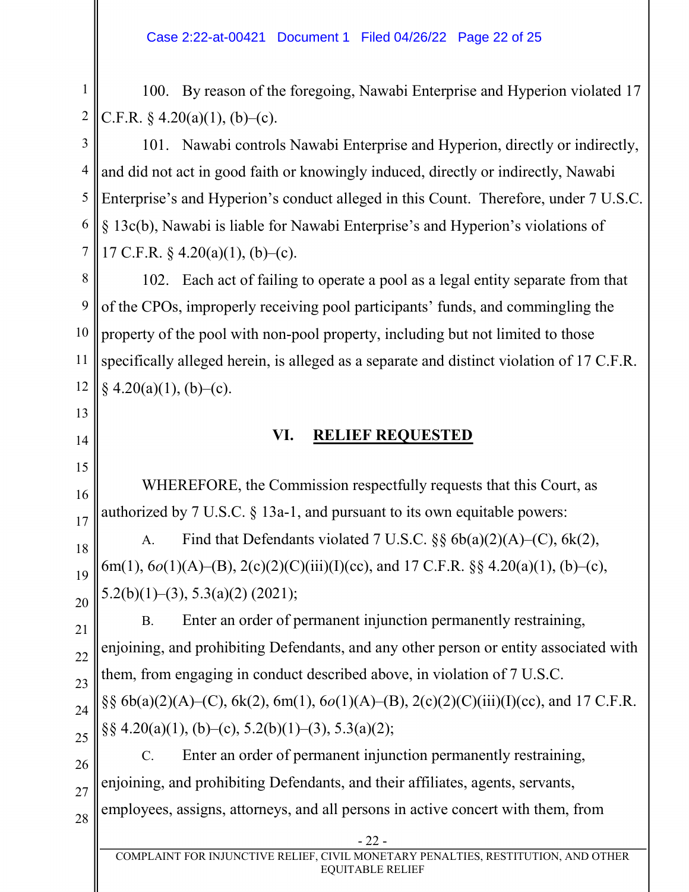100. By reason of the foregoing, Nawabi Enterprise and Hyperion violated 17 C.F.R. § 4.20(a)(1), (b)–(c).

101. Nawabi controls Nawabi Enterprise and Hyperion, directly or indirectly, and did not act in good faith or knowingly induced, directly or indirectly, Nawabi Enterprise's and Hyperion's conduct alleged in this Count. Therefore, under 7 U.S.C. § 13c(b), Nawabi is liable for Nawabi Enterprise's and Hyperion's violations of 17 C.F.R. § 4.20(a)(1), (b)–(c).

102. Each act of failing to operate a pool as a legal entity separate from that of the CPOs, improperly receiving pool participants' funds, and commingling the property of the pool with non-pool property, including but not limited to those specifically alleged herein, is alleged as a separate and distinct violation of 17 C.F.R. § 4.20(a)(1), (b)–(c).

## VI. RELIEF REQUESTED

WHEREFORE, the Commission respectfully requests that this Court, as authorized by 7 U.S.C. § 13a-1, and pursuant to its own equitable powers:

A. Find that Defendants violated 7 U.S.C. §§ 6b(a)(2)(A)–(C), 6k(2), 6m(1), 6*o*(1)(A)–(B), 2(c)(2)(C)(iii)(I)(cc), and 17 C.F.R. §§ 4.20(a)(1), (b)–(c), 5.2(b)(1)–(3), 5.3(a)(2) (2021);

B. Enter an order of permanent injunction permanently restraining, enjoining, and prohibiting Defendants, and any other person or entity associated with them, from engaging in conduct described above, in violation of 7 U.S.C. §§ 6b(a)(2)(A)–(C), 6k(2), 6m(1), 6*o*(1)(A)–(B), 2(c)(2)(C)(iii)(I)(cc), and 17 C.F.R. §§ 4.20(a)(1), (b)–(c), 5.2(b)(1)–(3), 5.3(a)(2);

C. Enter an order of permanent injunction permanently restraining, enjoining, and prohibiting Defendants, and their affiliates, agents, servants, employees, assigns, attorneys, and all persons in active concert with them, from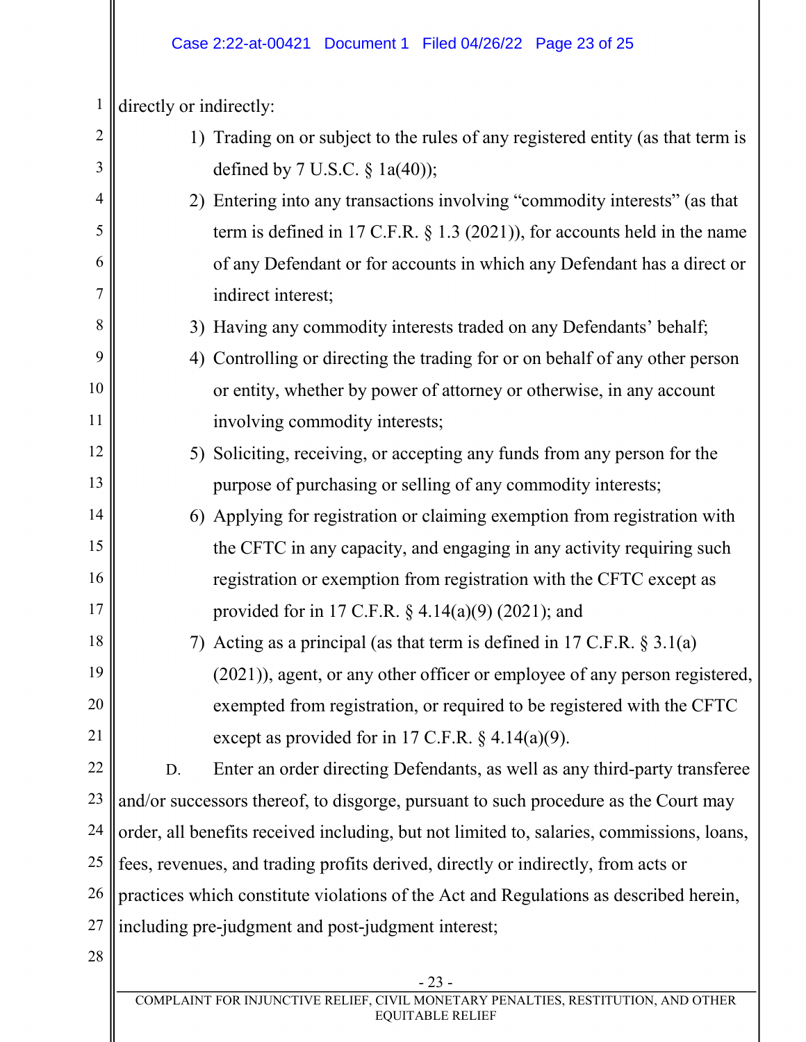directly or indirectly:

1) Trading on or subject to the rules of any registered entity (as that term is defined by 7 U.S.C. § 1a(40));
2) Entering into any transactions involving "commodity interests" (as that term is defined in 17 C.F.R. § 1.3 (2021)), for accounts held in the name of any Defendant or for accounts in which any Defendant has a direct or indirect interest;
3) Having any commodity interests traded on any Defendants' behalf;
4) Controlling or directing the trading for or on behalf of any other person or entity, whether by power of attorney or otherwise, in any account involving commodity interests;
5) Soliciting, receiving, or accepting any funds from any person for the purpose of purchasing or selling of any commodity interests;
6) Applying for registration or claiming exemption from registration with the CFTC in any capacity, and engaging in any activity requiring such registration or exemption from registration with the CFTC except as provided for in 17 C.F.R. § 4.14(a)(9) (2021); and
7) Acting as a principal (as that term is defined in 17 C.F.R. § 3.1(a) (2021)), agent, or any other officer or employee of any person registered, exempted from registration, or required to be registered with the CFTC except as provided for in 17 C.F.R. § 4.14(a)(9).

D. Enter an order directing Defendants, as well as any third-party transferee and/or successors thereof, to disgorge, pursuant to such procedure as the Court may order, all benefits received including, but not limited to, salaries, commissions, loans, fees, revenues, and trading profits derived, directly or indirectly, from acts or practices which constitute violations of the Act and Regulations as described herein, including pre-judgment and post-judgment interest;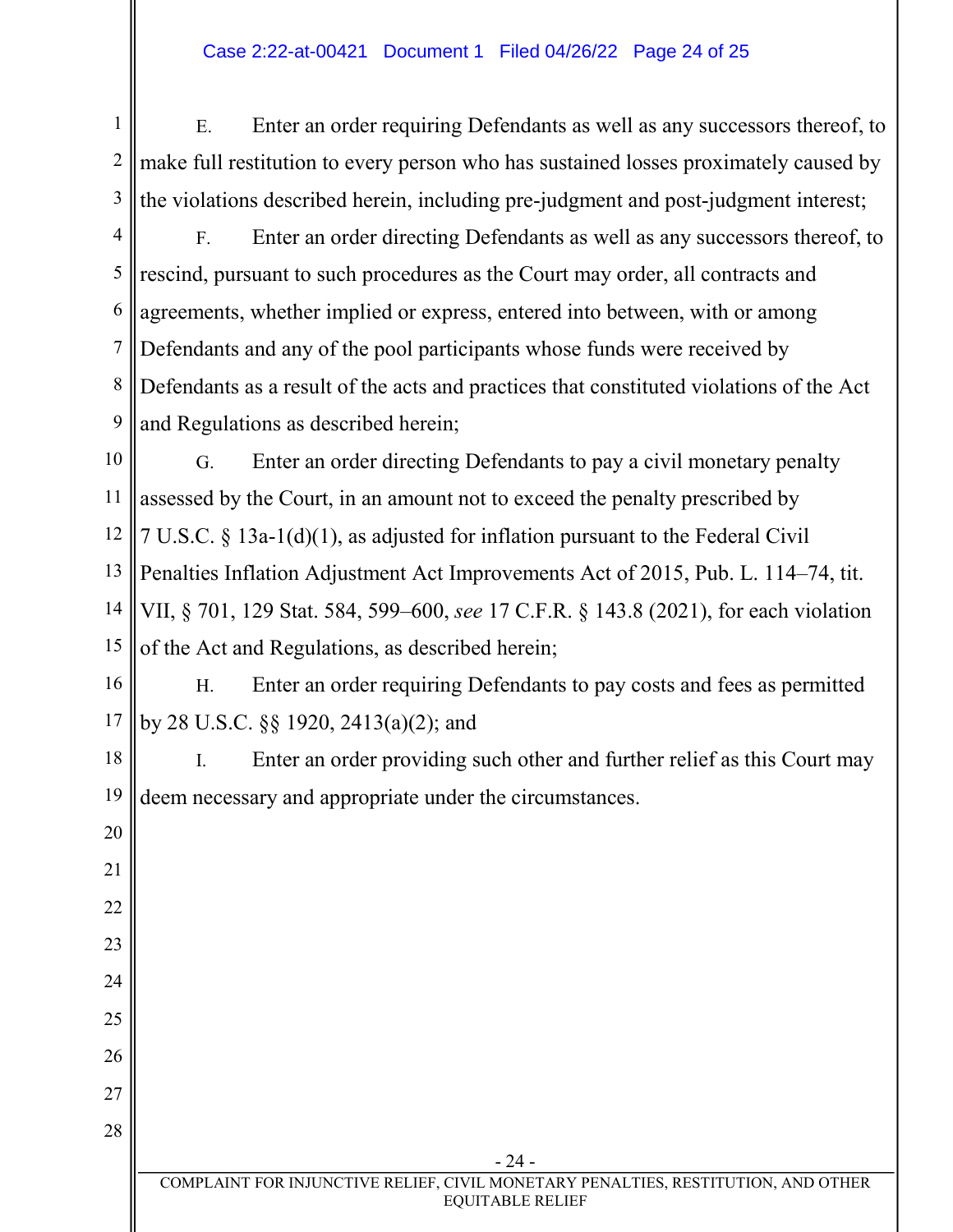E. Enter an order requiring Defendants as well as any successors thereof, to make full restitution to every person who has sustained losses proximately caused by the violations described herein, including pre-judgment and post-judgment interest;

F. Enter an order directing Defendants as well as any successors thereof, to rescind, pursuant to such procedures as the Court may order, all contracts and agreements, whether implied or express, entered into between, with or among Defendants and any of the pool participants whose funds were received by Defendants as a result of the acts and practices that constituted violations of the Act and Regulations as described herein;

G. Enter an order directing Defendants to pay a civil monetary penalty assessed by the Court, in an amount not to exceed the penalty prescribed by 7 U.S.C. § 13a-1(d)(1), as adjusted for inflation pursuant to the Federal Civil Penalties Inflation Adjustment Act Improvements Act of 2015, Pub. L. 114–74, tit. VII, § 701, 129 Stat. 584, 599–600, *see* 17 C.F.R. § 143.8 (2021), for each violation of the Act and Regulations, as described herein;

H. Enter an order requiring Defendants to pay costs and fees as permitted by 28 U.S.C. §§ 1920, 2413(a)(2); and

I. Enter an order providing such other and further relief as this Court may deem necessary and appropriate under the circumstances.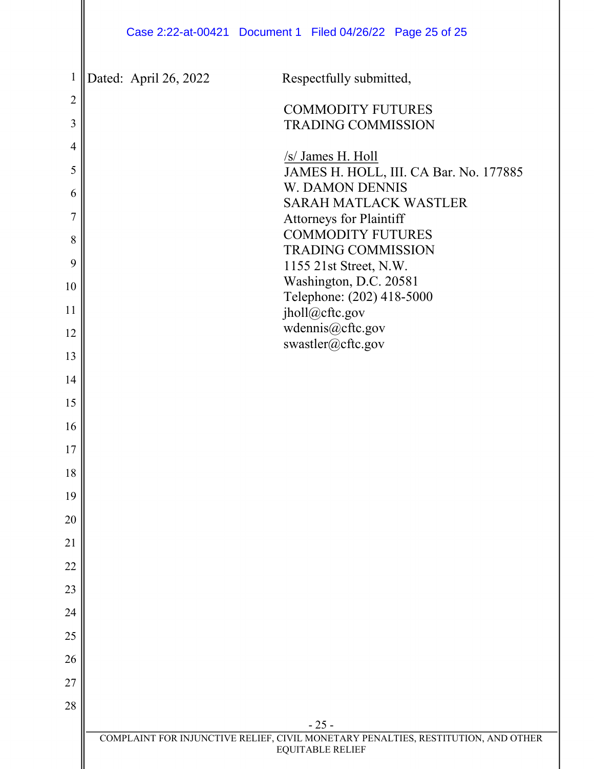Dated: April 26, 2022

Respectfully submitted,

COMMODITY FUTURES
TRADING COMMISSION

/s/ James H. Holl
JAMES H. HOLL, III. CA Bar. No. 177885
W. DAMON DENNIS
SARAH MATLACK WASTLER
Attorneys for Plaintiff
COMMODITY FUTURES
TRADING COMMISSION
1155 21st Street, N.W.
Washington, D.C. 20581
Telephone: (202) 418-5000
jholl@cftc.gov
wdennis@cftc.gov
swastler@cftc.gov